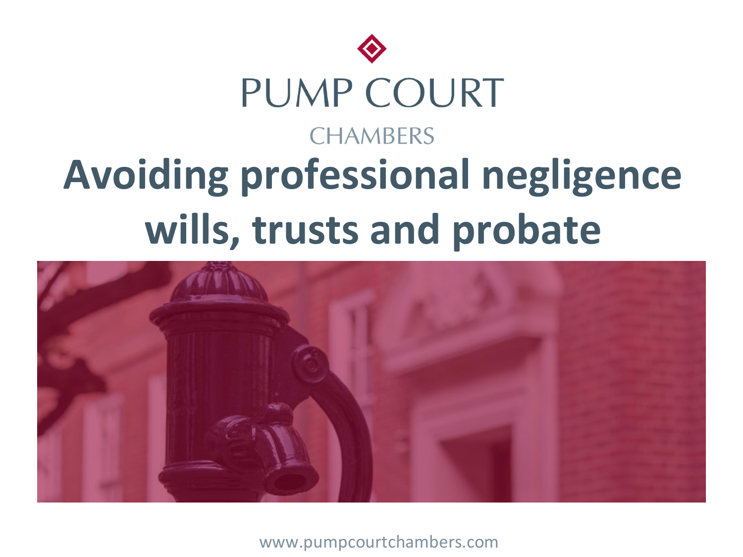PUMP COURT

CHAMBERS

# Avoiding professional negligence wills, trusts and probate

www.pumpcourtchambers.com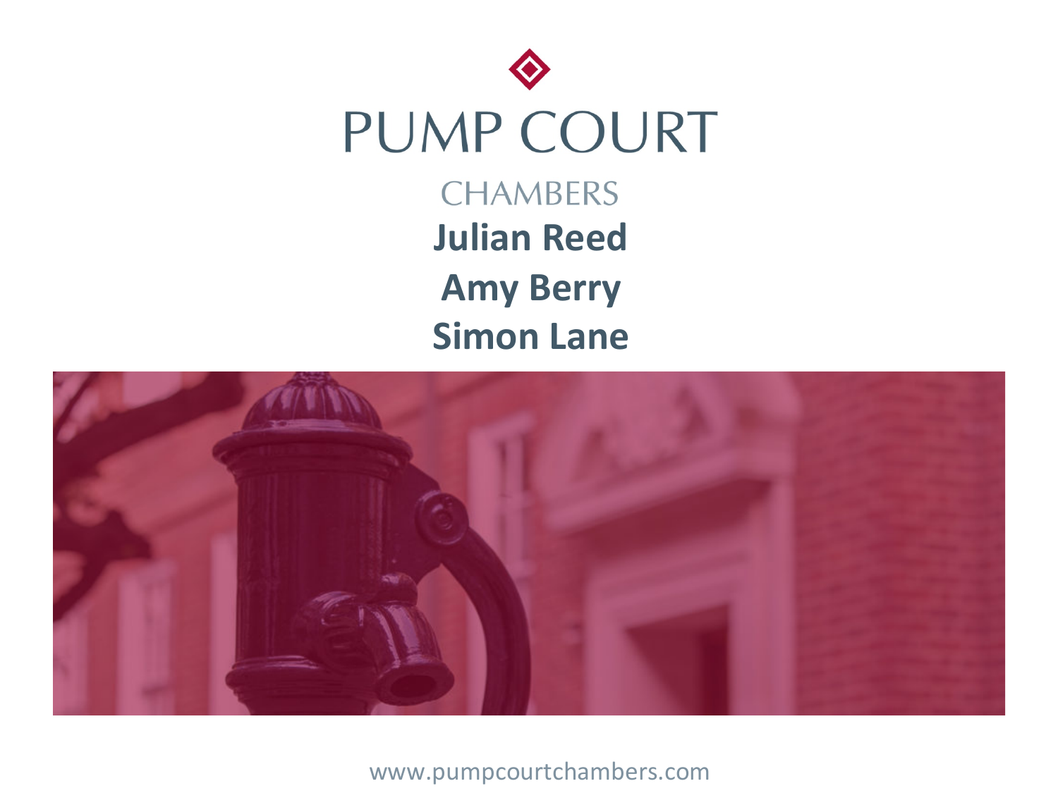# PUMP COURT

CHAMBERS

**Julian Reed**

**Amy Berry**

**Simon Lane**

www.pumpcourtchambers.com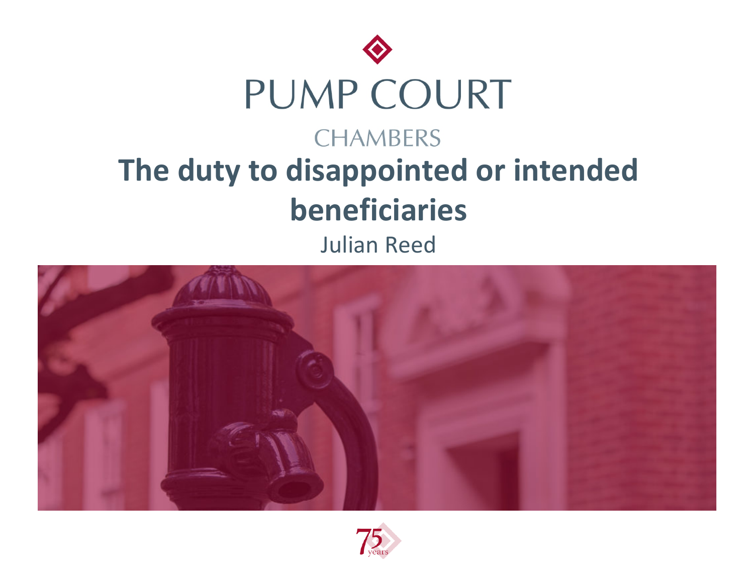PUMP COURT

CHAMBERS

# The duty to disappointed or intended beneficiaries

Julian Reed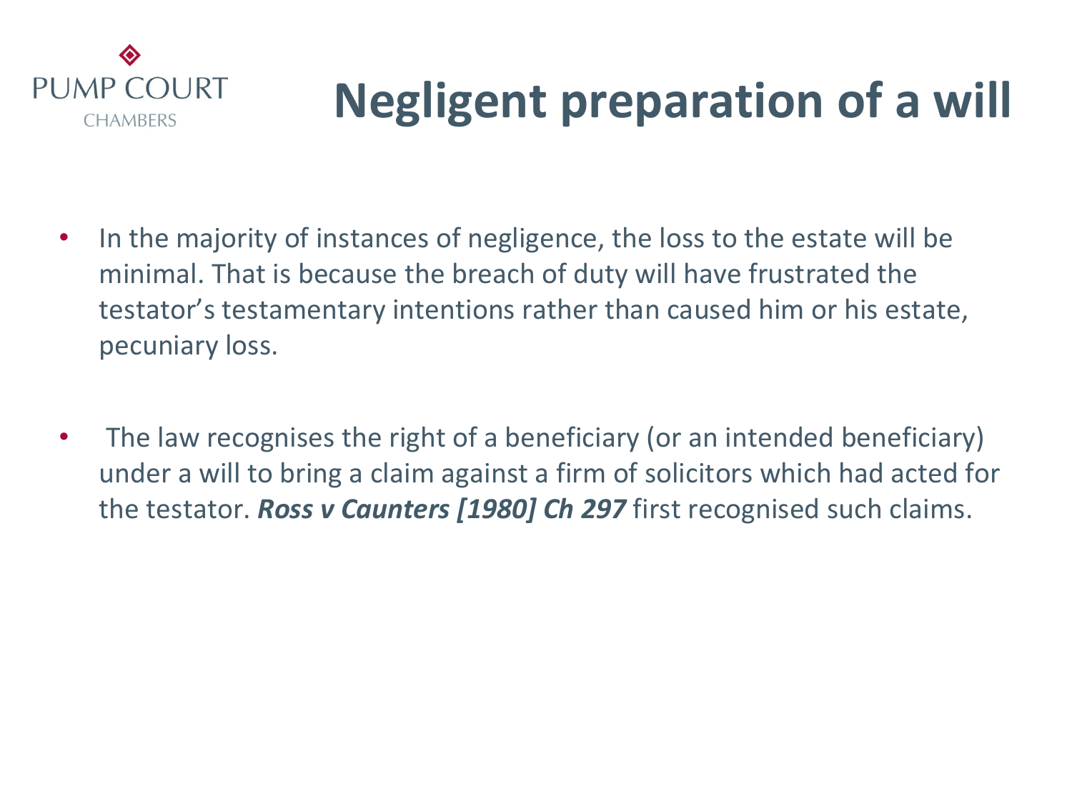# Negligent preparation of a will

- In the majority of instances of negligence, the loss to the estate will be minimal. That is because the breach of duty will have frustrated the testator's testamentary intentions rather than caused him or his estate, pecuniary loss.

- The law recognises the right of a beneficiary (or an intended beneficiary) under a will to bring a claim against a firm of solicitors which had acted for the testator. ***Ross v Caunters [1980] Ch 297*** first recognised such claims.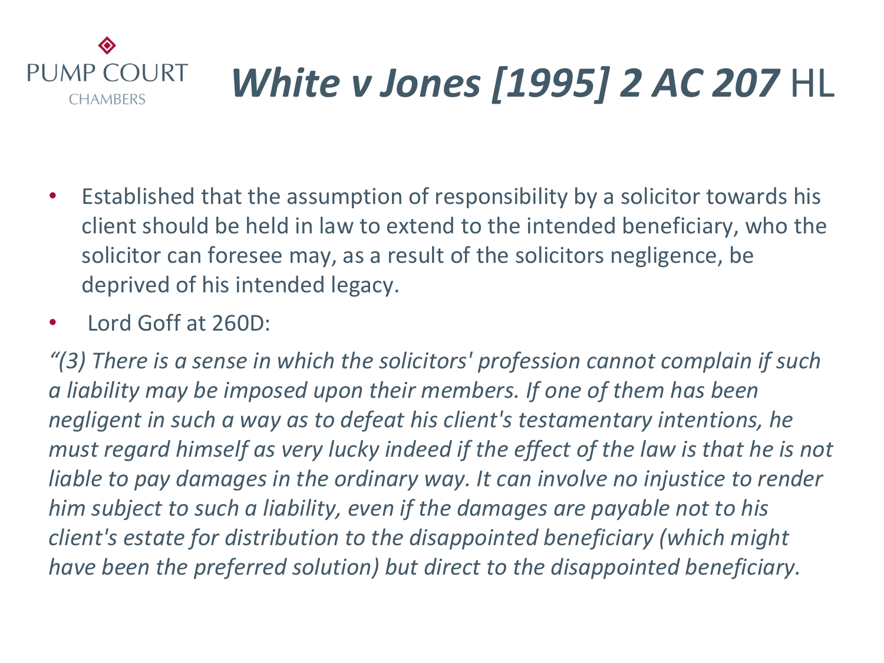# *White v Jones [1995] 2 AC 207* HL

- Established that the assumption of responsibility by a solicitor towards his client should be held in law to extend to the intended beneficiary, who the solicitor can foresee may, as a result of the solicitors negligence, be deprived of his intended legacy.
- Lord Goff at 260D:

*"(3) There is a sense in which the solicitors' profession cannot complain if such a liability may be imposed upon their members. If one of them has been negligent in such a way as to defeat his client's testamentary intentions, he must regard himself as very lucky indeed if the effect of the law is that he is not liable to pay damages in the ordinary way. It can involve no injustice to render him subject to such a liability, even if the damages are payable not to his client's estate for distribution to the disappointed beneficiary (which might have been the preferred solution) but direct to the disappointed beneficiary.*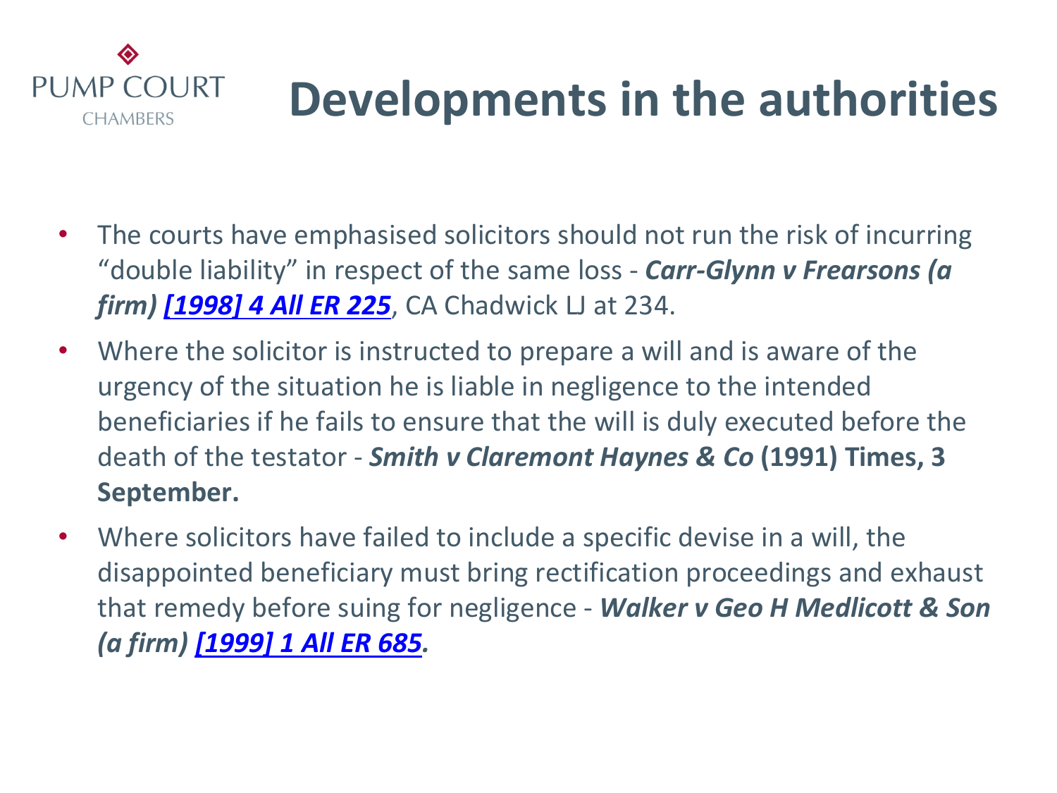# Developments in the authorities

- The courts have emphasised solicitors should not run the risk of incurring "double liability" in respect of the same loss - ***Carr-Glynn v Frearsons (a firm) [1998] 4 All ER 225***, CA Chadwick LJ at 234.
- Where the solicitor is instructed to prepare a will and is aware of the urgency of the situation he is liable in negligence to the intended beneficiaries if he fails to ensure that the will is duly executed before the death of the testator - ***Smith v Claremont Haynes & Co* (1991) Times, 3 September.**
- Where solicitors have failed to include a specific devise in a will, the disappointed beneficiary must bring rectification proceedings and exhaust that remedy before suing for negligence - ***Walker v Geo H Medlicott & Son (a firm) [1999] 1 All ER 685.***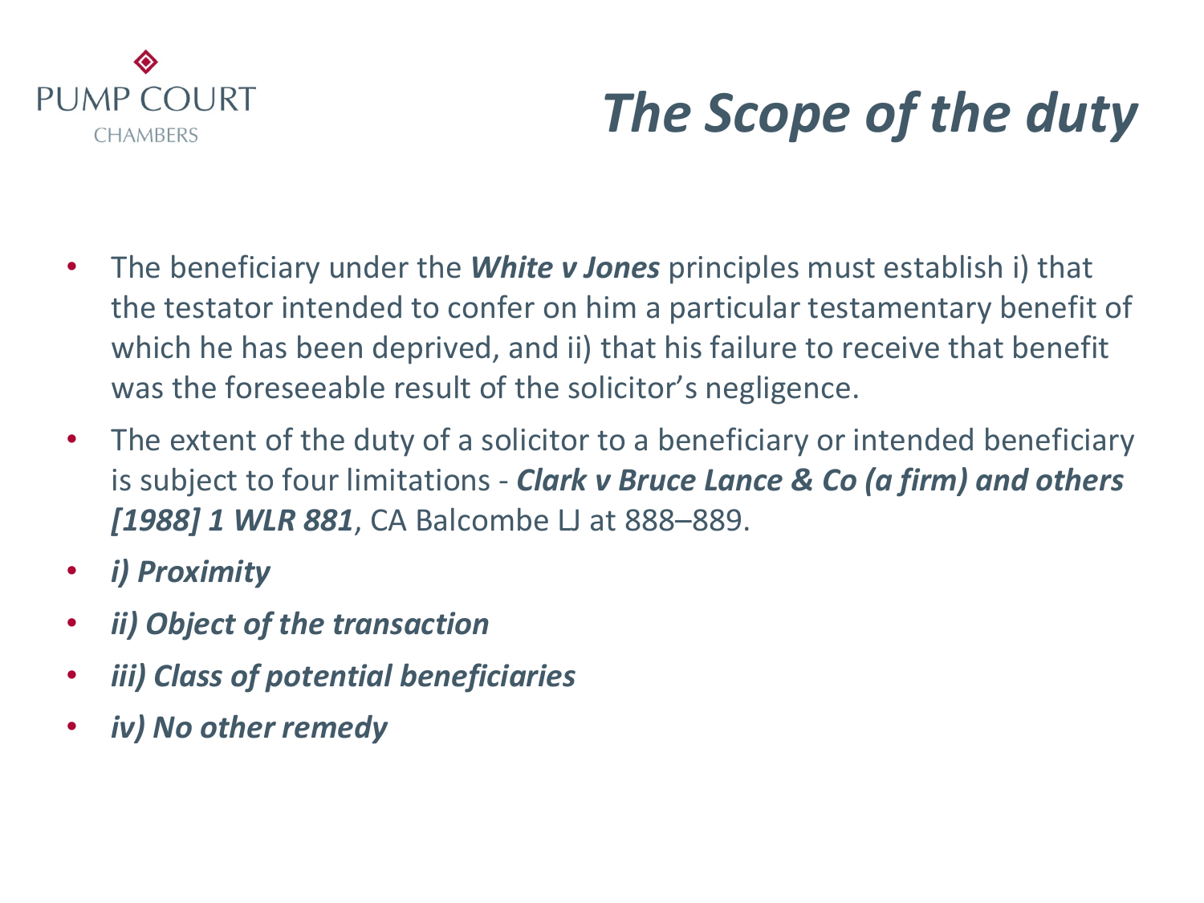# The Scope of the duty

- The beneficiary under the ***White v Jones*** principles must establish i) that the testator intended to confer on him a particular testamentary benefit of which he has been deprived, and ii) that his failure to receive that benefit was the foreseeable result of the solicitor's negligence.
- The extent of the duty of a solicitor to a beneficiary or intended beneficiary is subject to four limitations - ***Clark v Bruce Lance & Co (a firm) and others [1988] 1 WLR 881***, CA Balcombe LJ at 888–889.
- ***i) Proximity***
- ***ii) Object of the transaction***
- ***iii) Class of potential beneficiaries***
- ***iv) No other remedy***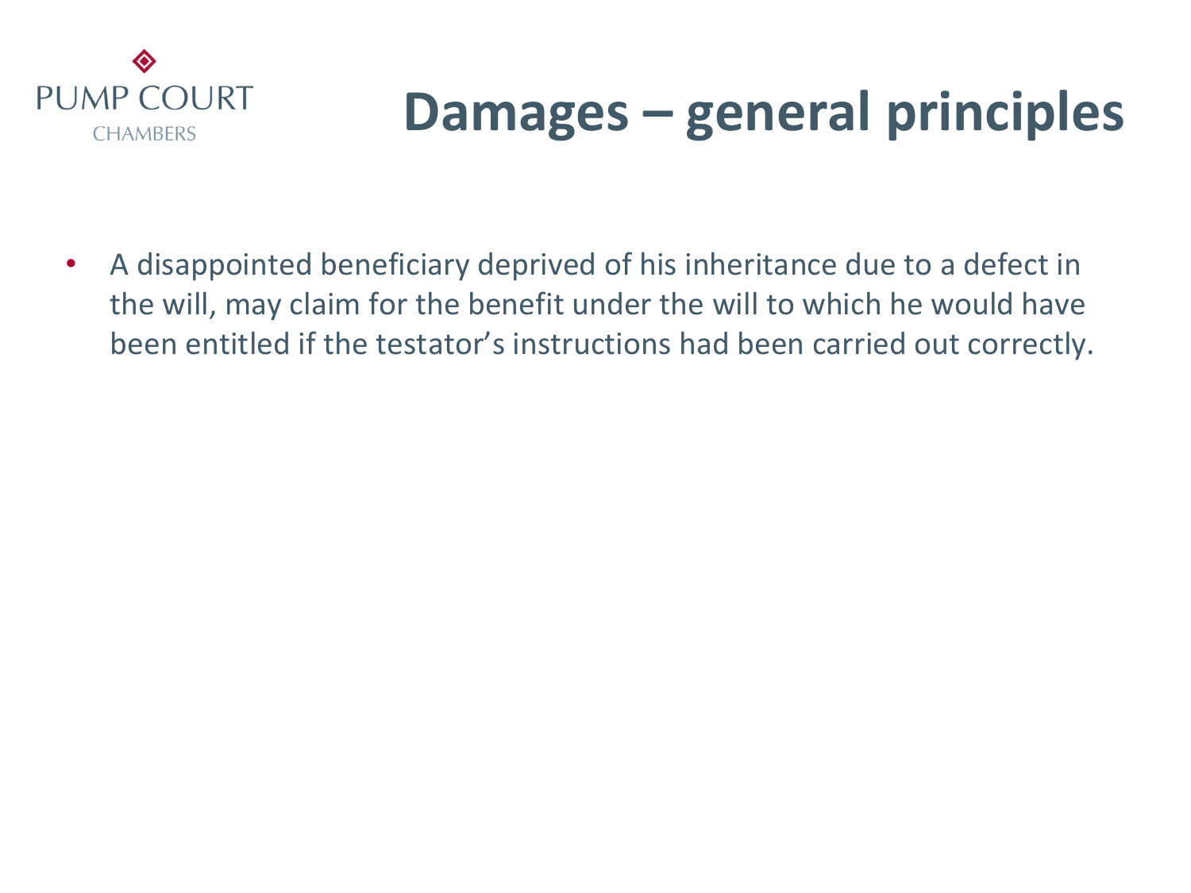# Damages – general principles

- A disappointed beneficiary deprived of his inheritance due to a defect in the will, may claim for the benefit under the will to which he would have been entitled if the testator's instructions had been carried out correctly.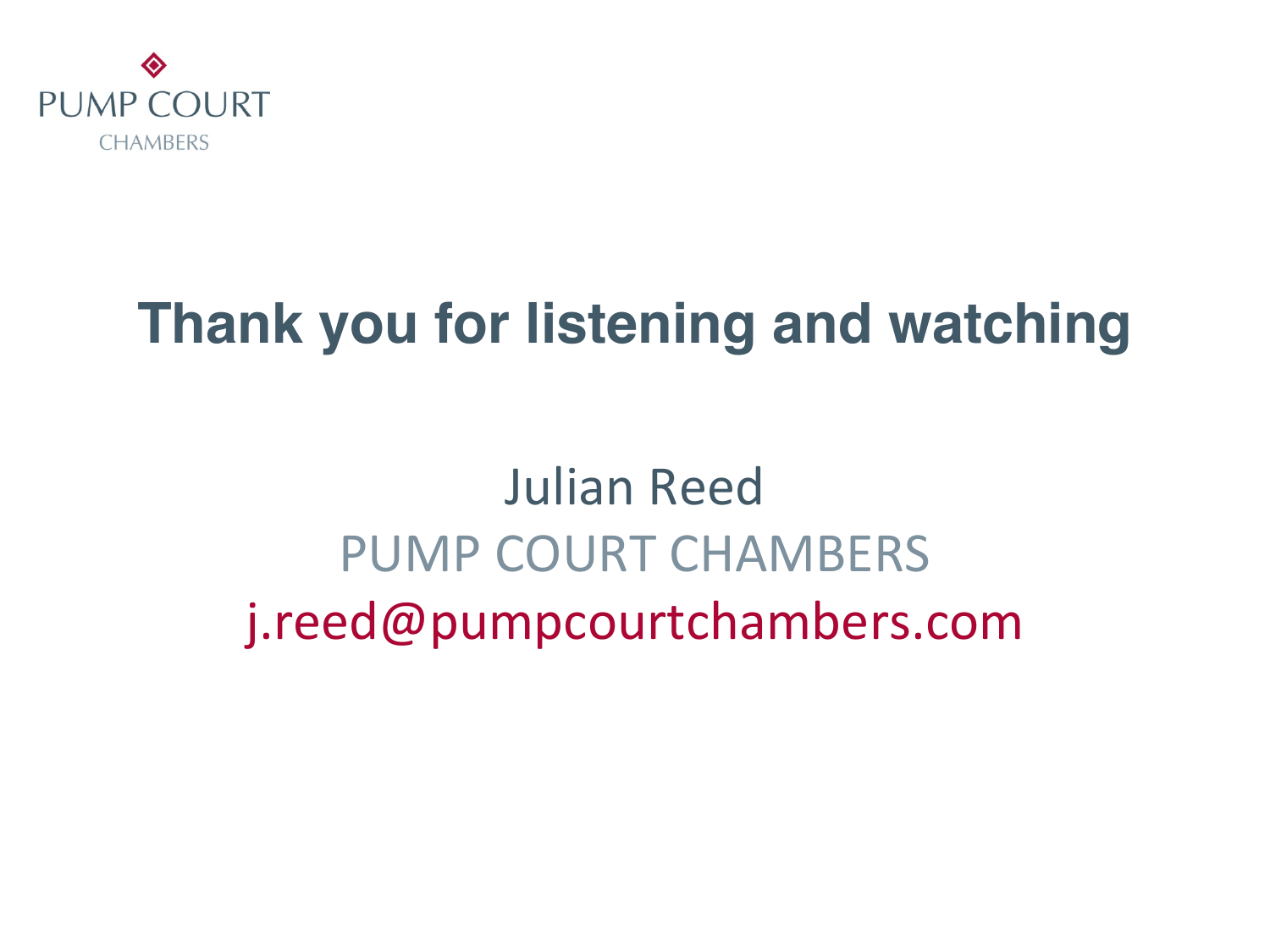PUMP COURT
CHAMBERS

# Thank you for listening and watching

Julian Reed
PUMP COURT CHAMBERS
j.reed@pumpcourtchambers.com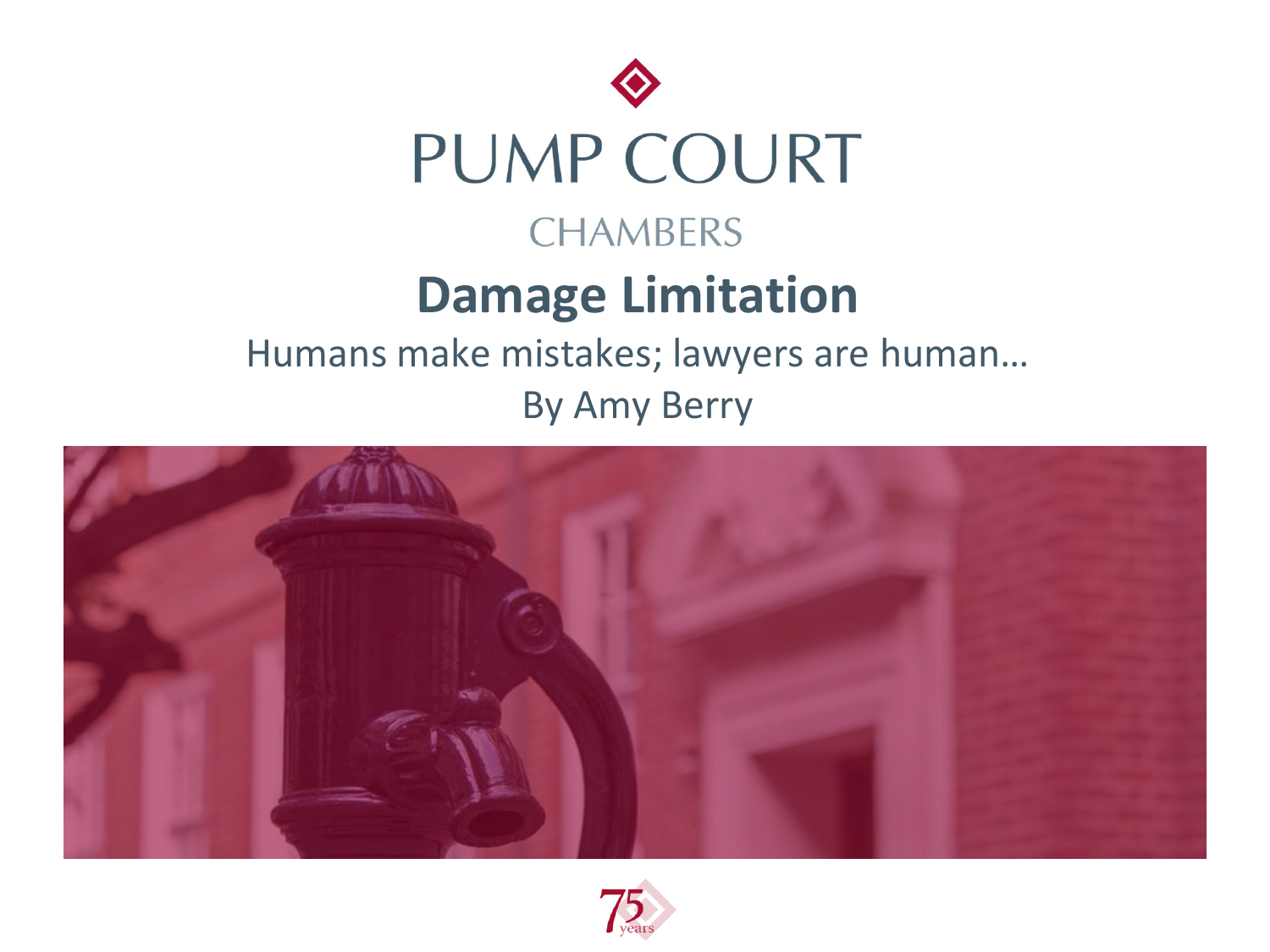PUMP COURT

CHAMBERS

# Damage Limitation

Humans make mistakes; lawyers are human…

By Amy Berry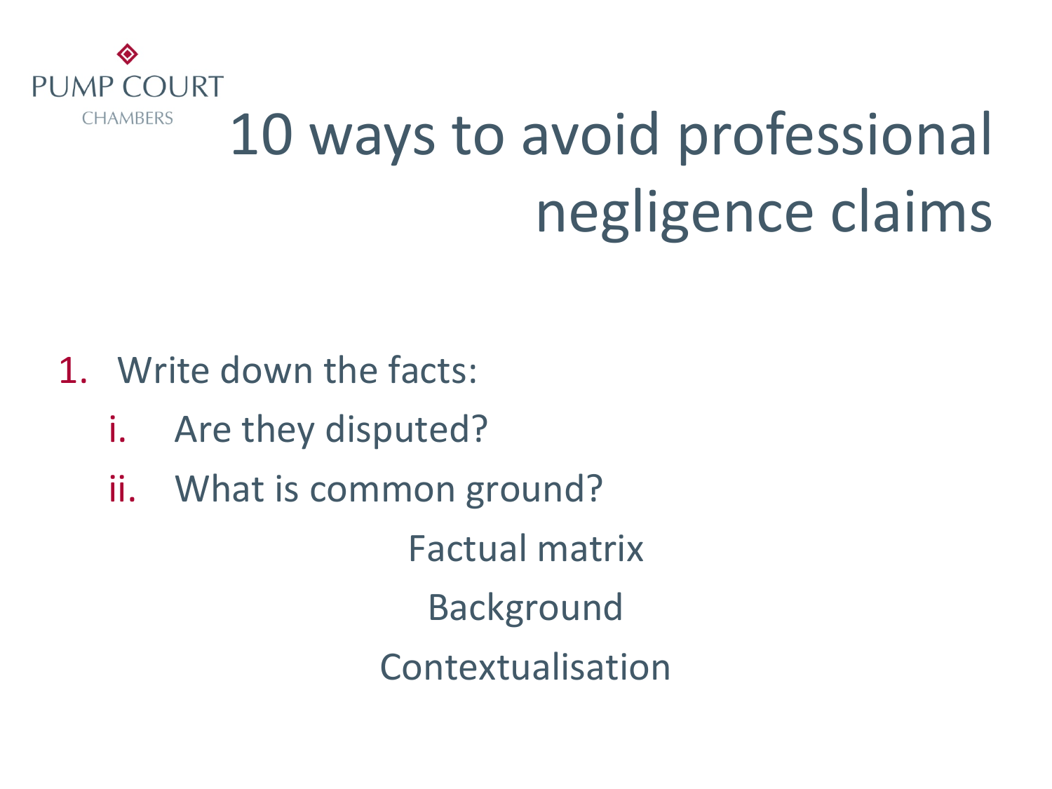PUMP COURT CHAMBERS

# 10 ways to avoid professional negligence claims

1. Write down the facts:
   1. Are they disputed?
   2. What is common ground?

Factual matrix

Background

Contextualisation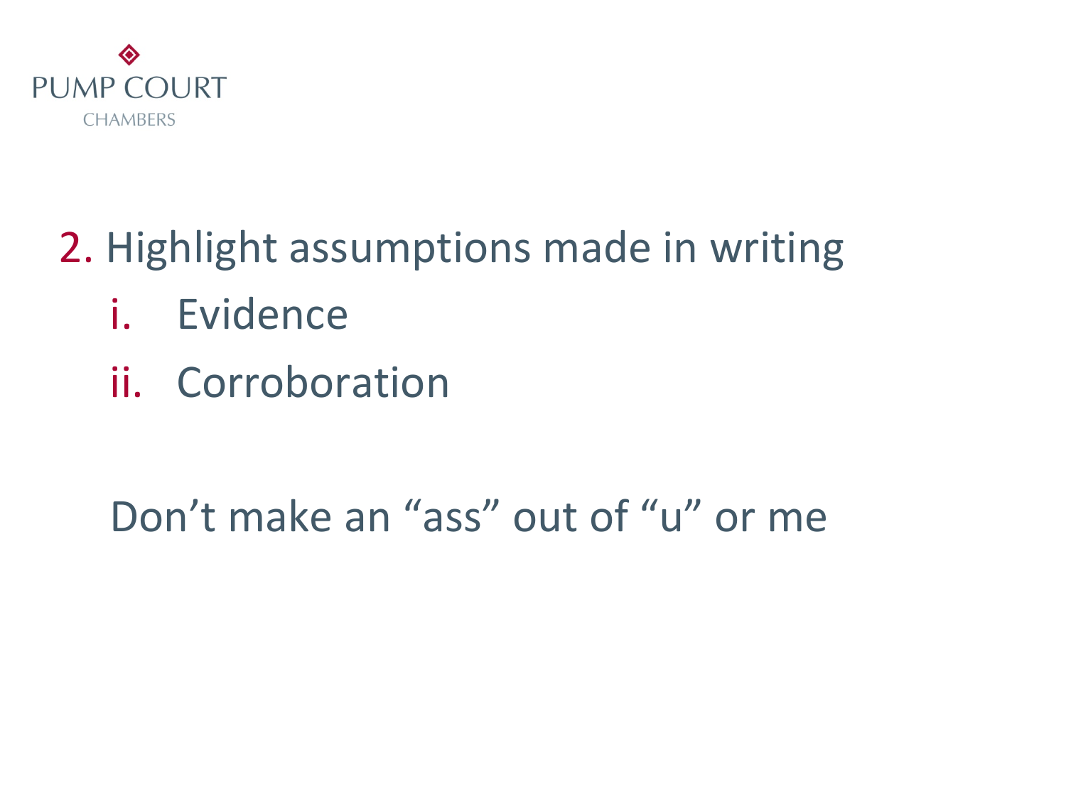2. Highlight assumptions made in writing
   i. Evidence
   ii. Corroboration

Don't make an "ass" out of "u" or me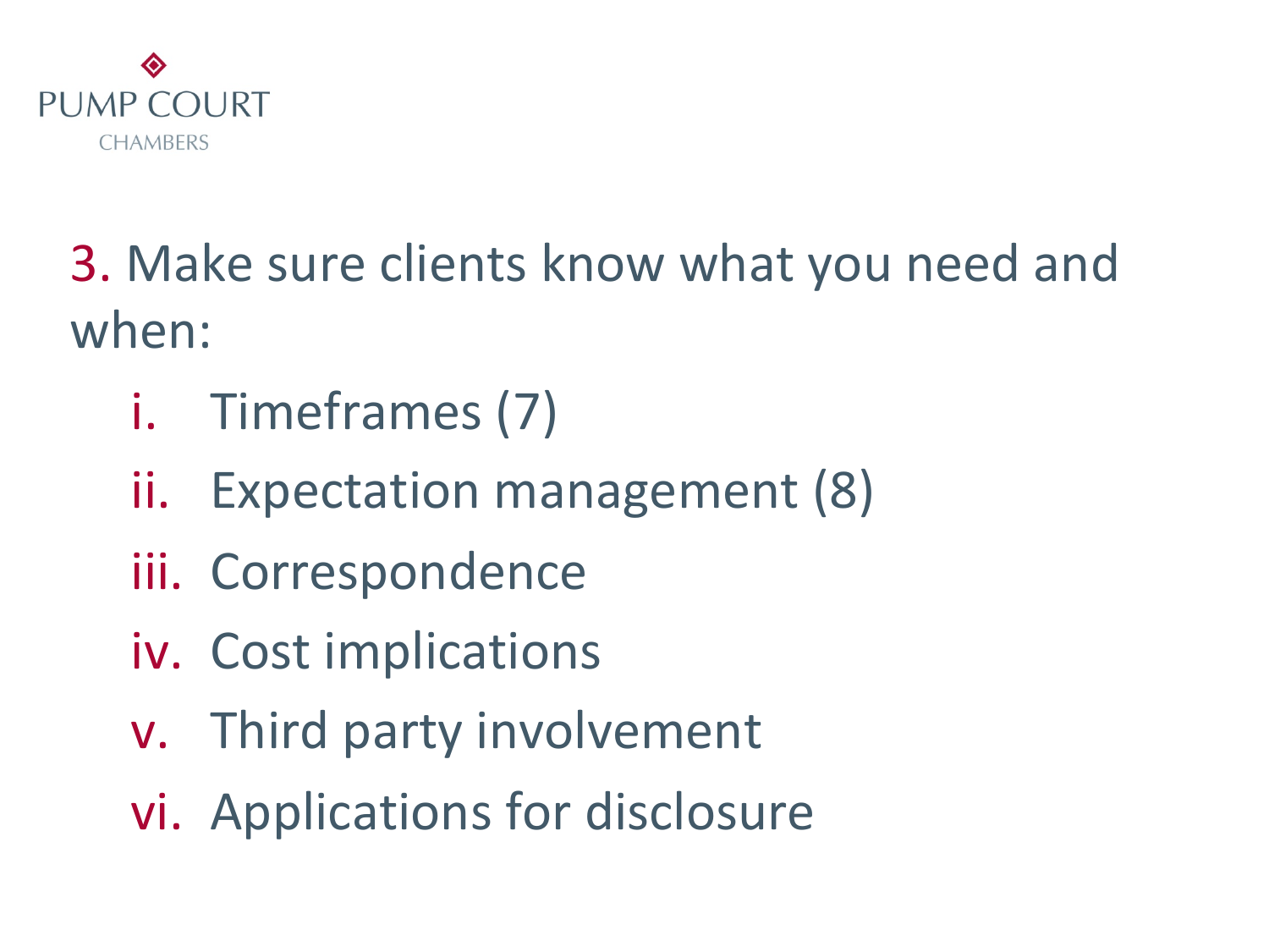3. Make sure clients know what you need and when:

i. Timeframes (7)
ii. Expectation management (8)
iii. Correspondence
iv. Cost implications
v. Third party involvement
vi. Applications for disclosure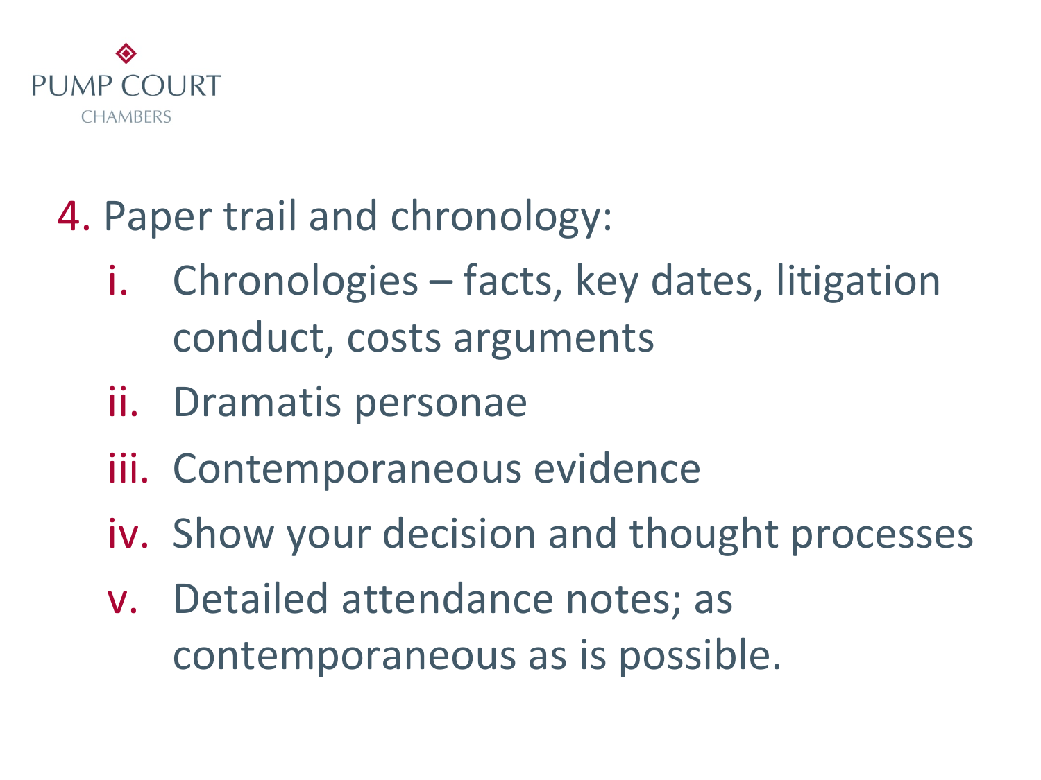4. Paper trail and chronology:

    i. Chronologies – facts, key dates, litigation conduct, costs arguments
    ii. Dramatis personae
    iii. Contemporaneous evidence
    iv. Show your decision and thought processes
    v. Detailed attendance notes; as contemporaneous as is possible.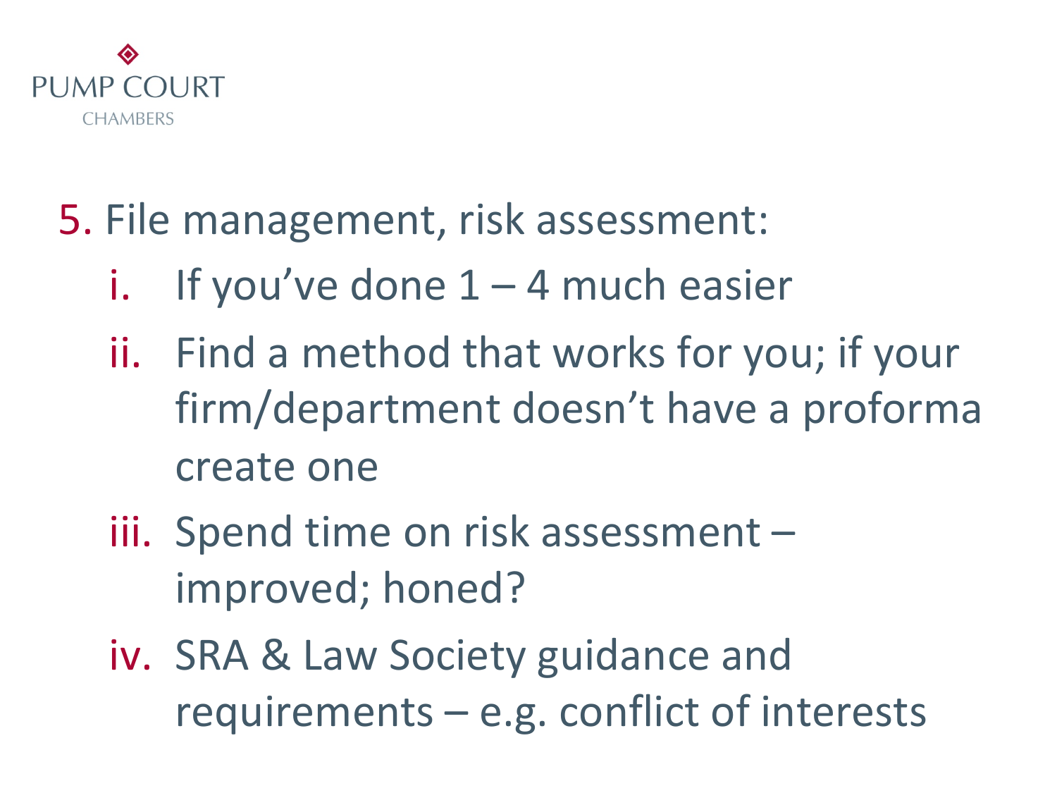5. File management, risk assessment:

   i. If you've done 1 – 4 much easier

   ii. Find a method that works for you; if your firm/department doesn't have a proforma create one

   iii. Spend time on risk assessment – improved; honed?

   iv. SRA & Law Society guidance and requirements – e.g. conflict of interests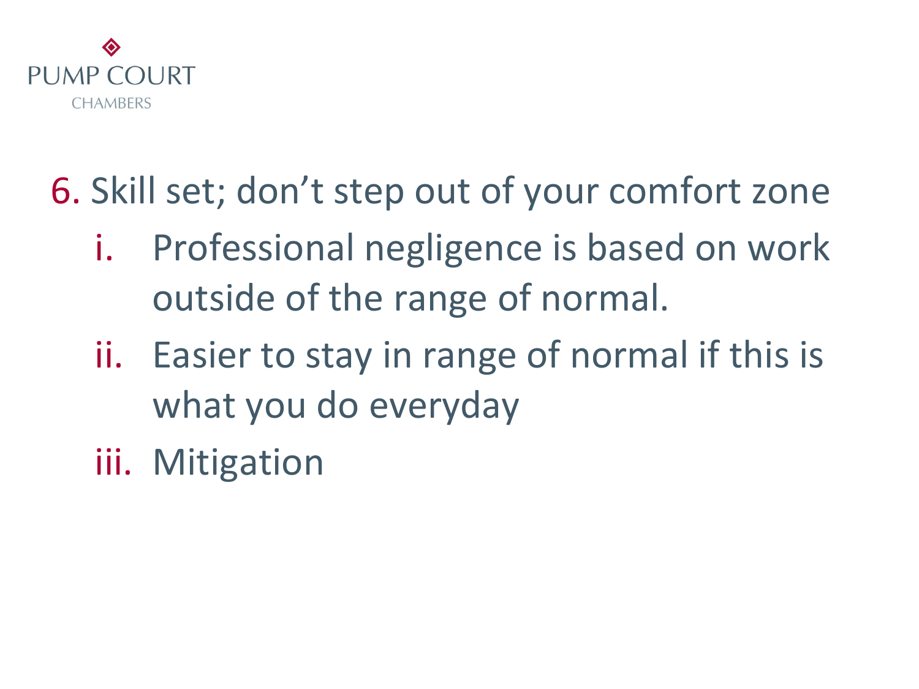6. Skill set; don't step out of your comfort zone
   i. Professional negligence is based on work outside of the range of normal.
   ii. Easier to stay in range of normal if this is what you do everyday
   iii. Mitigation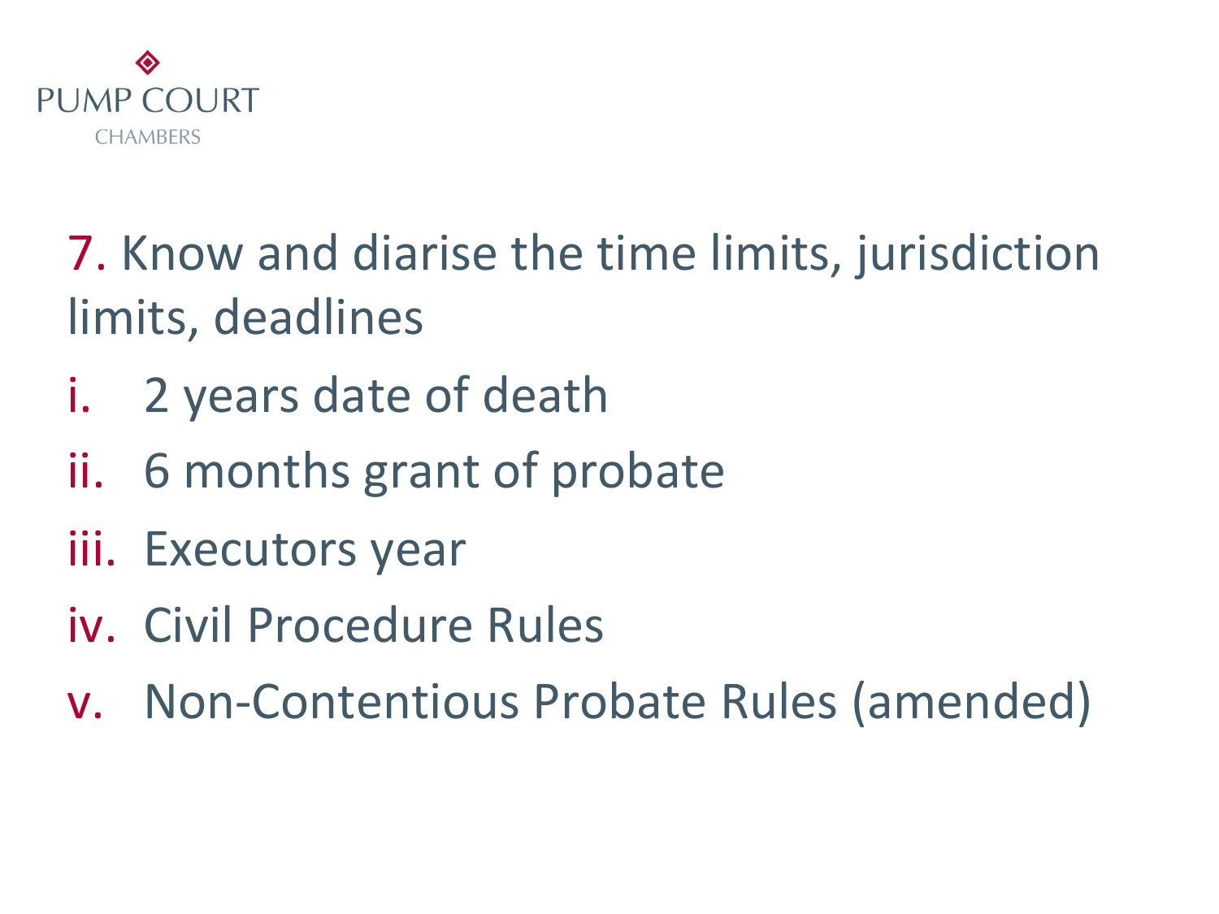## 7. Know and diarise the time limits, jurisdiction limits, deadlines

i. 2 years date of death
ii. 6 months grant of probate
iii. Executors year
iv. Civil Procedure Rules
v. Non-Contentious Probate Rules (amended)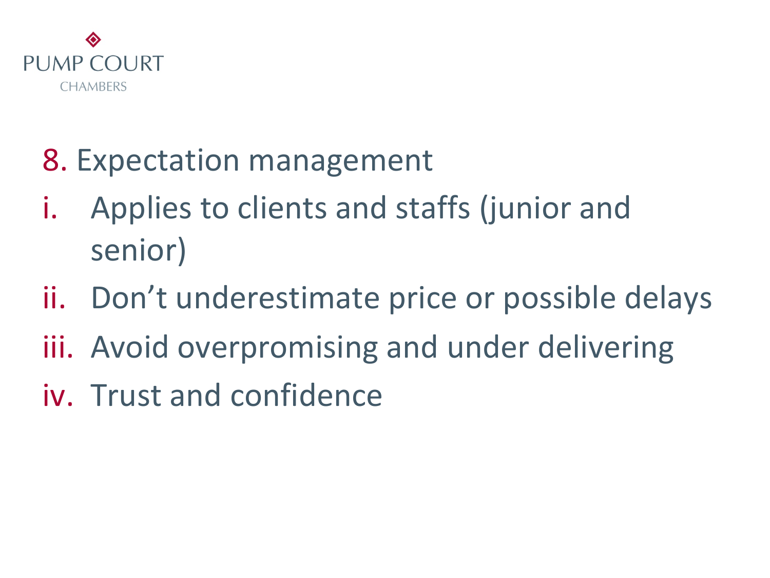## 8. Expectation management

i. Applies to clients and staffs (junior and senior)
ii. Don't underestimate price or possible delays
iii. Avoid overpromising and under delivering
iv. Trust and confidence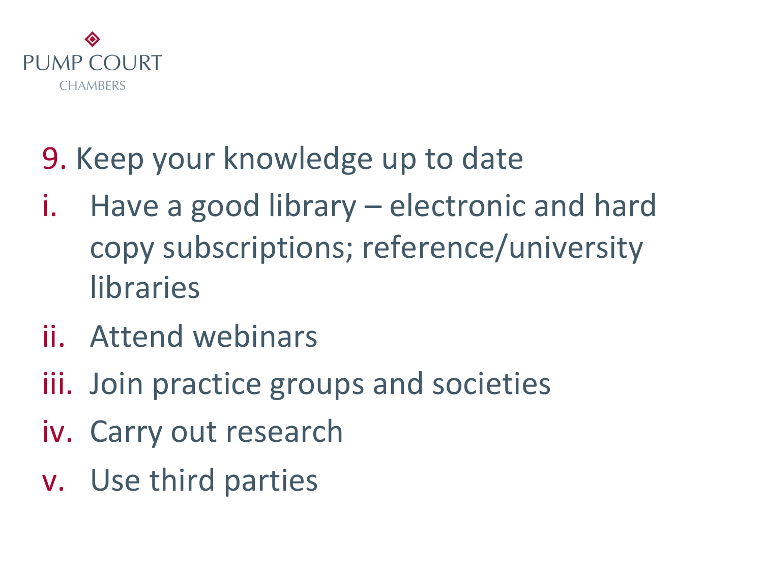# 9. Keep your knowledge up to date

i. Have a good library – electronic and hard copy subscriptions; reference/university libraries

ii. Attend webinars

iii. Join practice groups and societies

iv. Carry out research

v. Use third parties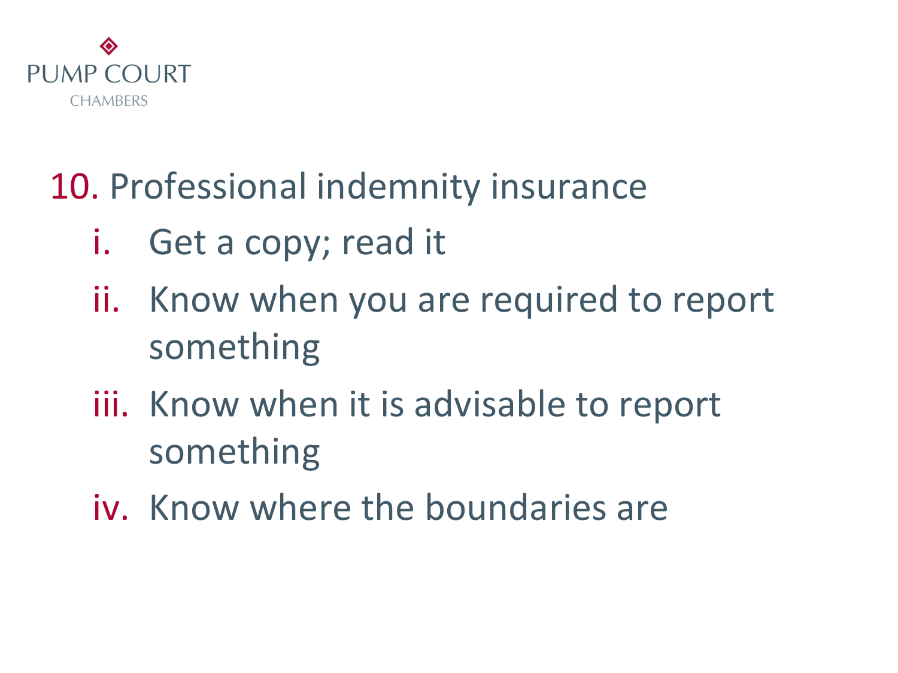## 10. Professional indemnity insurance

i. Get a copy; read it
ii. Know when you are required to report something
iii. Know when it is advisable to report something
iv. Know where the boundaries are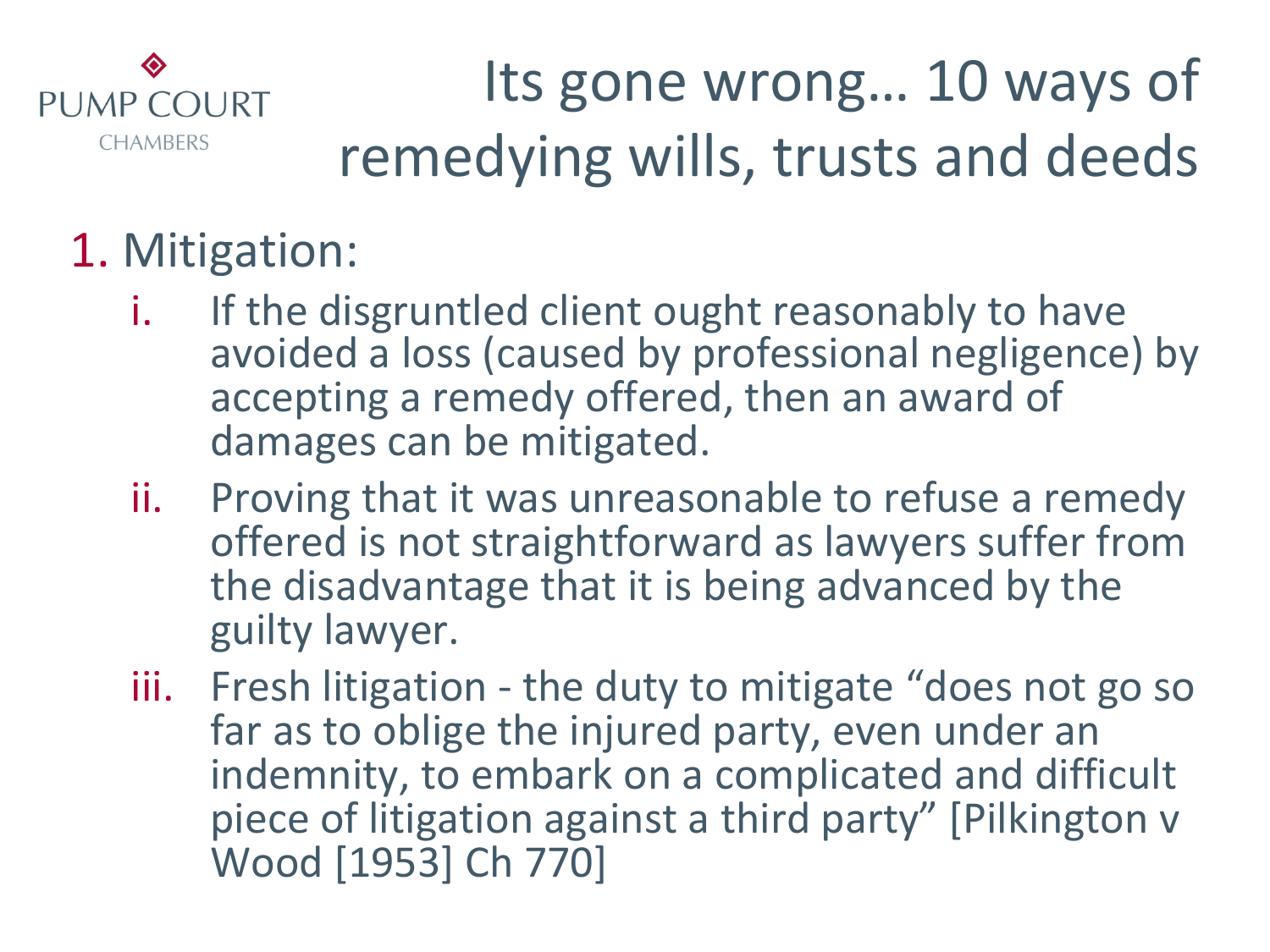# Its gone wrong… 10 ways of remedying wills, trusts and deeds

1. Mitigation:
   i. If the disgruntled client ought reasonably to have avoided a loss (caused by professional negligence) by accepting a remedy offered, then an award of damages can be mitigated.
   ii. Proving that it was unreasonable to refuse a remedy offered is not straightforward as lawyers suffer from the disadvantage that it is being advanced by the guilty lawyer.
   iii. Fresh litigation - the duty to mitigate "does not go so far as to oblige the injured party, even under an indemnity, to embark on a complicated and difficult piece of litigation against a third party" [Pilkington v Wood [1953] Ch 770]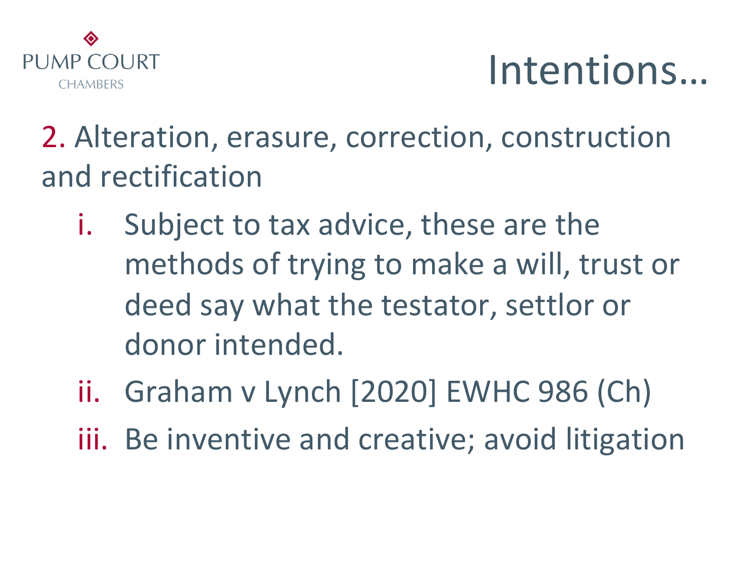# Intentions…

2. Alteration, erasure, correction, construction and rectification

   i. Subject to tax advice, these are the methods of trying to make a will, trust or deed say what the testator, settlor or donor intended.

   ii. Graham v Lynch [2020] EWHC 986 (Ch)

   iii. Be inventive and creative; avoid litigation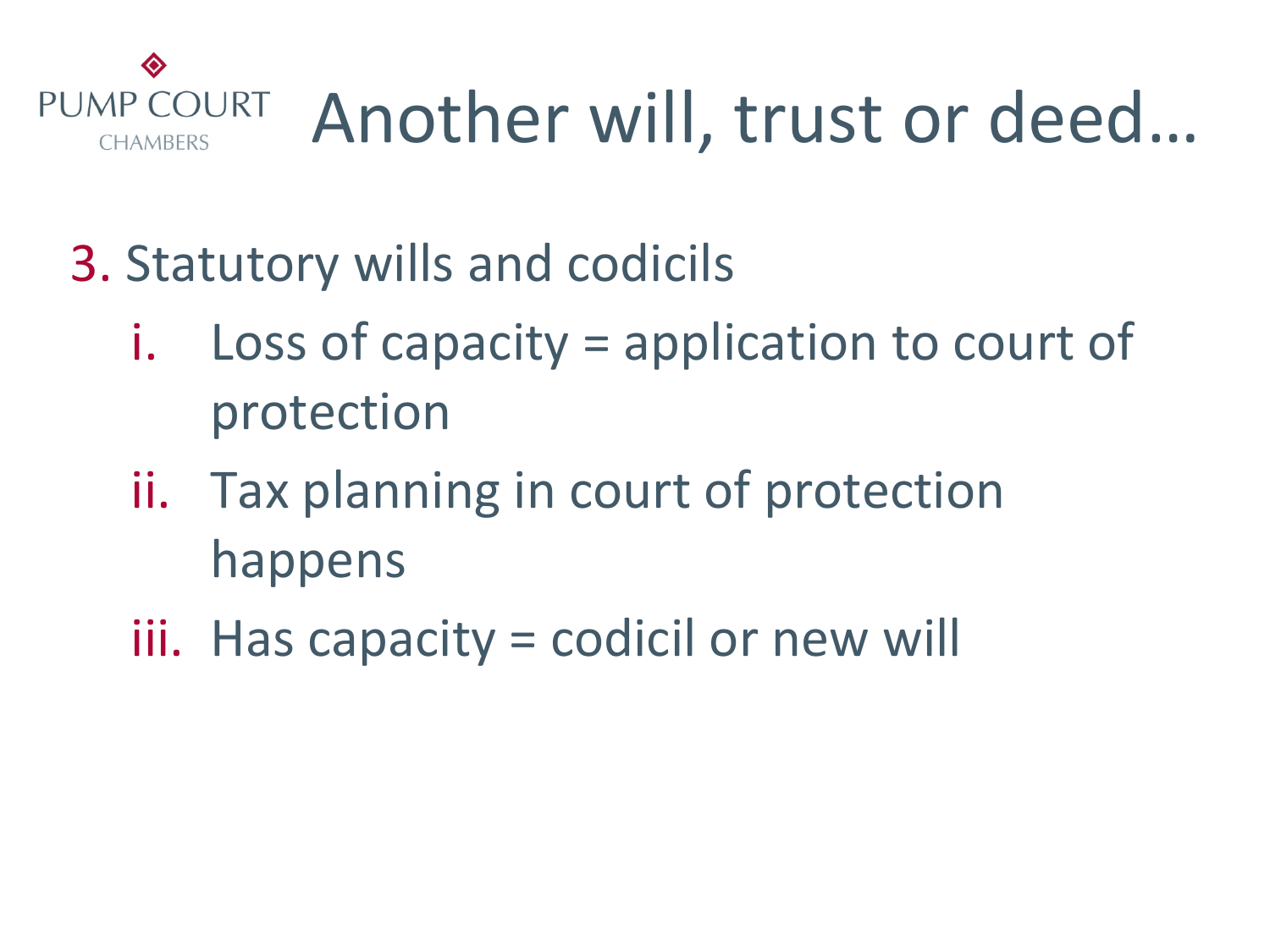# Another will, trust or deed…

3. Statutory wills and codicils
   i. Loss of capacity = application to court of protection
   ii. Tax planning in court of protection happens
   iii. Has capacity = codicil or new will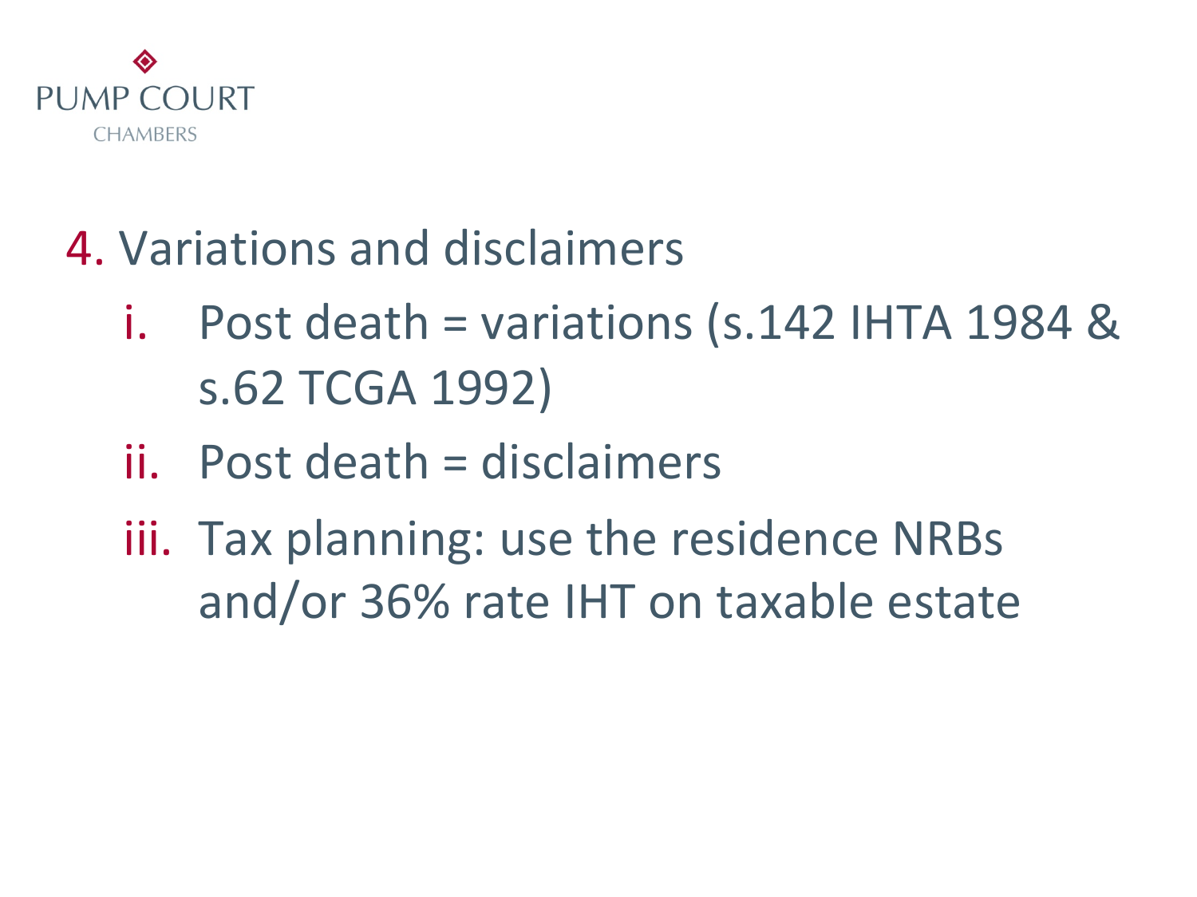## 4. Variations and disclaimers

i. Post death = variations (s.142 IHTA 1984 & s.62 TCGA 1992)

ii. Post death = disclaimers

iii. Tax planning: use the residence NRBs and/or 36% rate IHT on taxable estate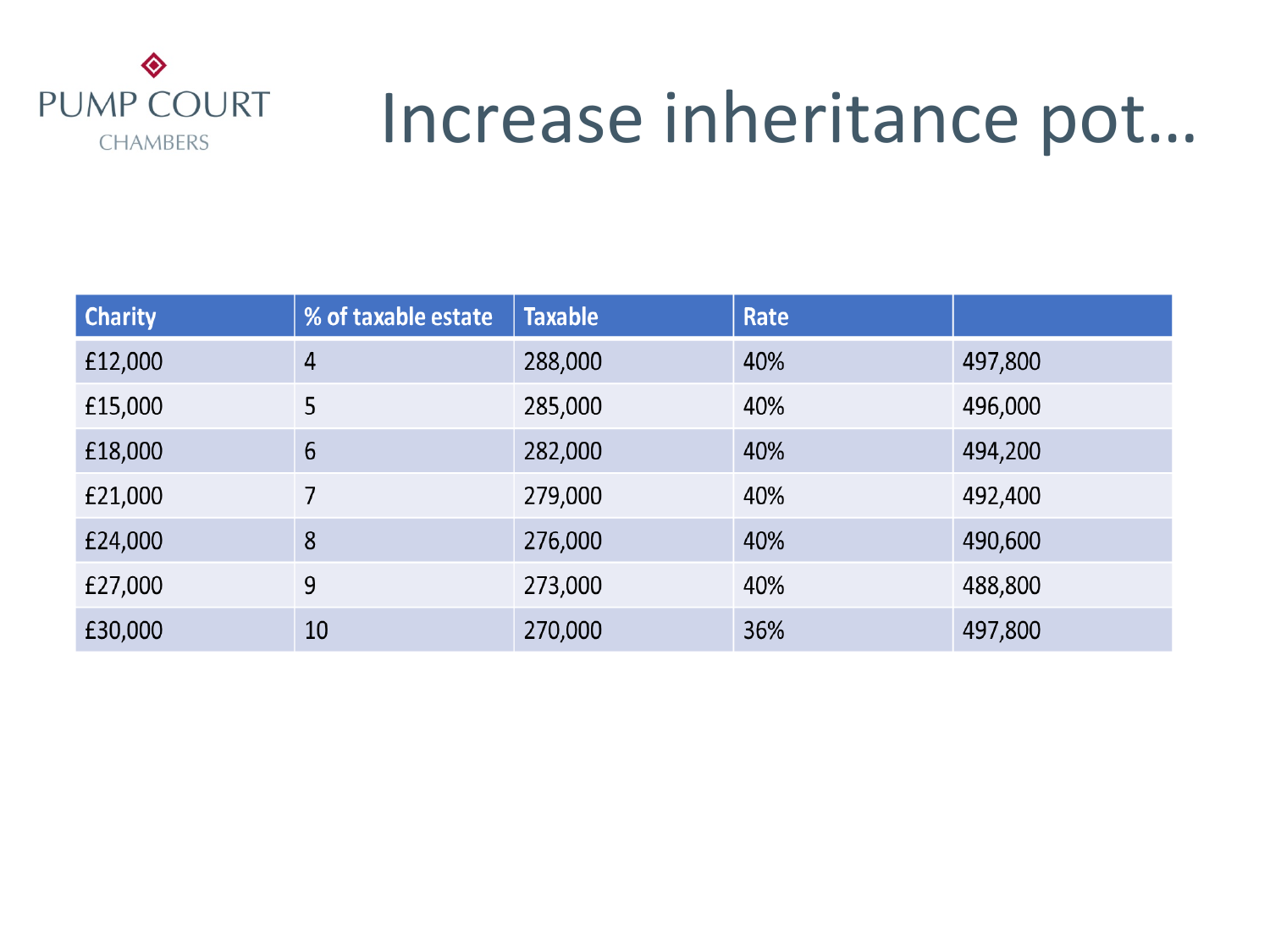# Increase inheritance pot…

| Charity | % of taxable estate | Taxable | Rate | |
|---|---|---|---|---|
| £12,000 | 4 | 288,000 | 40% | 497,800 |
| £15,000 | 5 | 285,000 | 40% | 496,000 |
| £18,000 | 6 | 282,000 | 40% | 494,200 |
| £21,000 | 7 | 279,000 | 40% | 492,400 |
| £24,000 | 8 | 276,000 | 40% | 490,600 |
| £27,000 | 9 | 273,000 | 40% | 488,800 |
| £30,000 | 10 | 270,000 | 36% | 497,800 |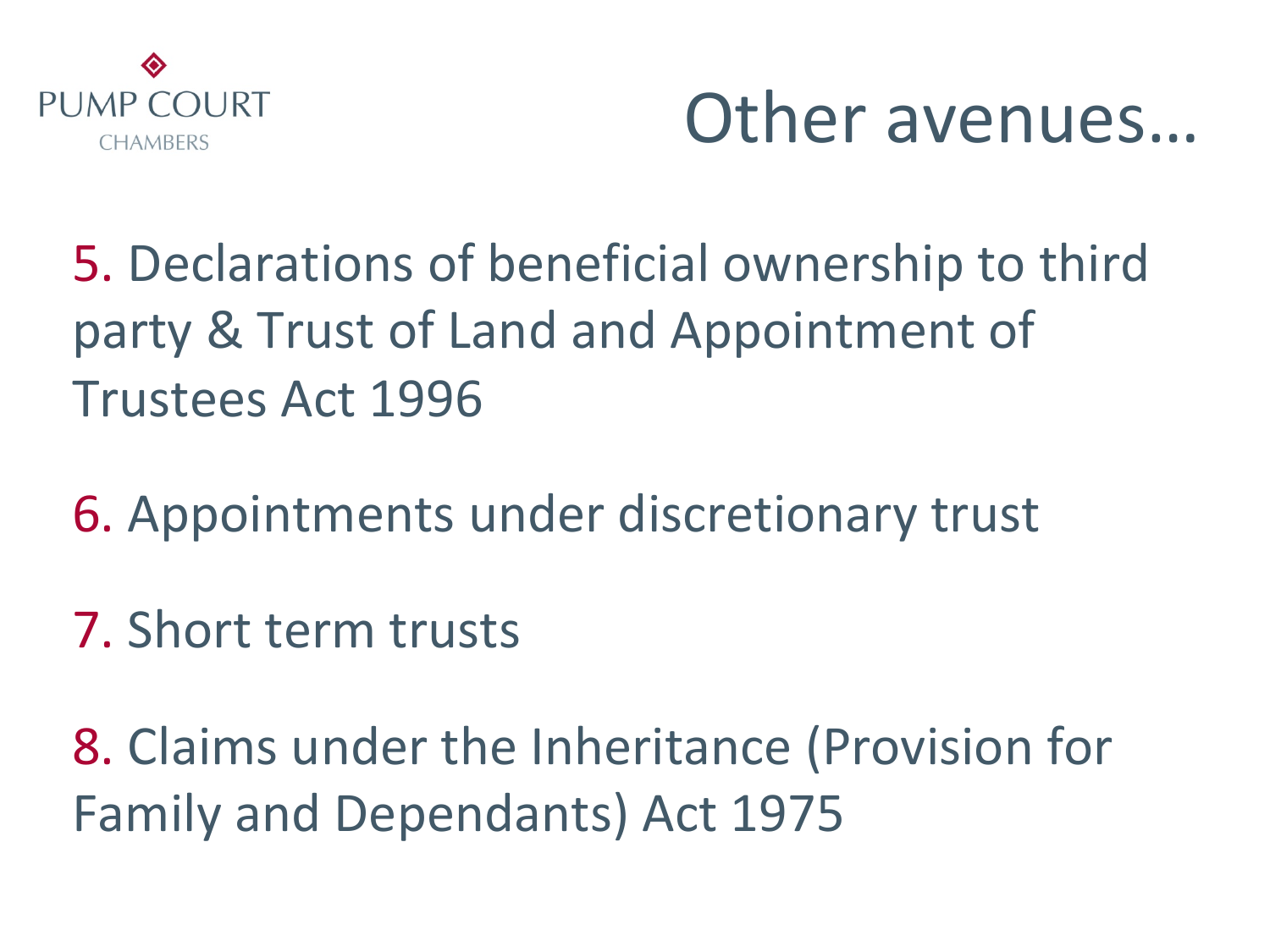# Other avenues…

5. Declarations of beneficial ownership to third party & Trust of Land and Appointment of Trustees Act 1996

6. Appointments under discretionary trust

7. Short term trusts

8. Claims under the Inheritance (Provision for Family and Dependants) Act 1975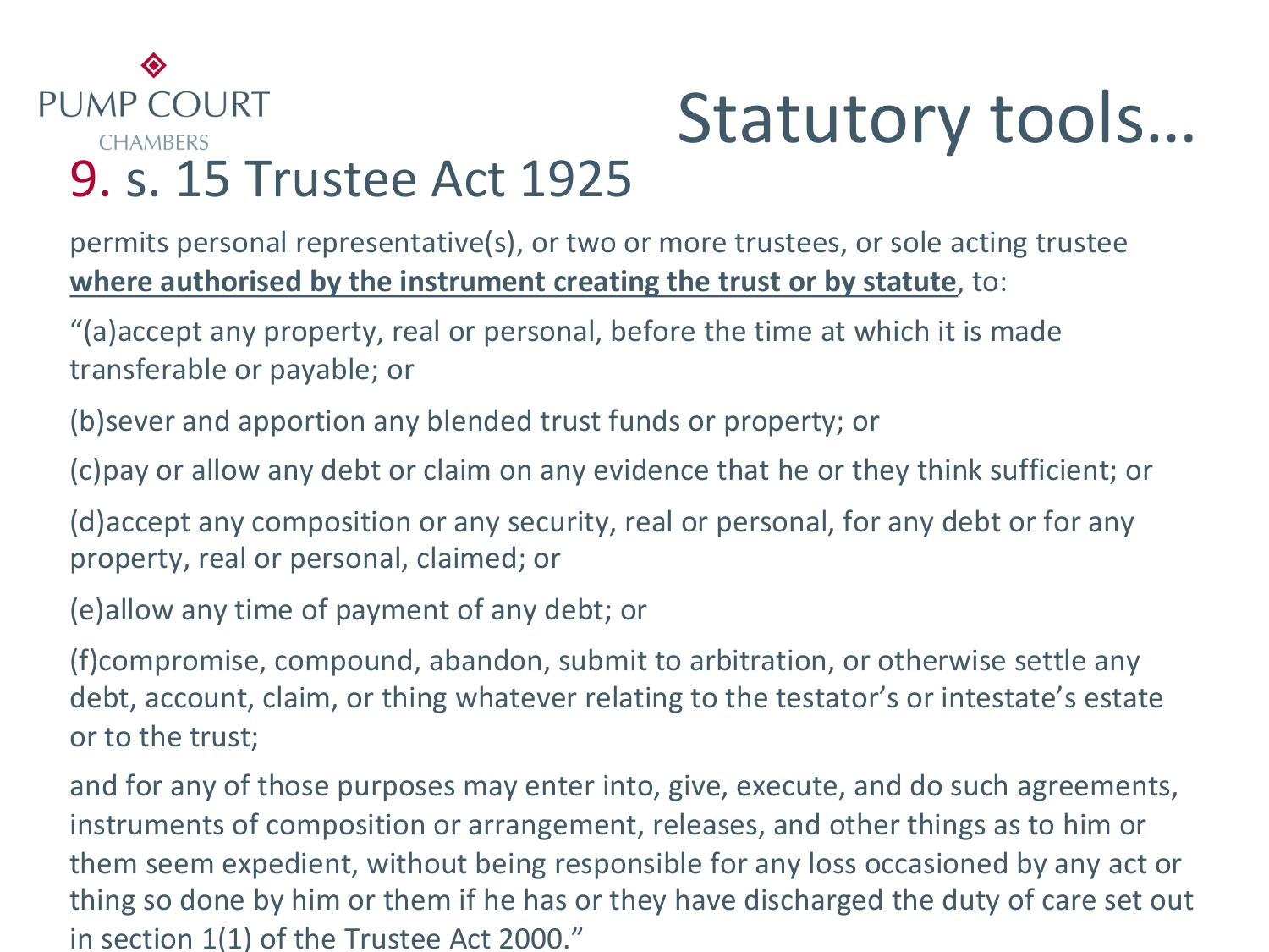PUMP COURT CHAMBERS

# Statutory tools…

## 9. s. 15 Trustee Act 1925

permits personal representative(s), or two or more trustees, or sole acting trustee **where authorised by the instrument creating the trust or by statute**, to:

"(a)accept any property, real or personal, before the time at which it is made transferable or payable; or

(b)sever and apportion any blended trust funds or property; or

(c)pay or allow any debt or claim on any evidence that he or they think sufficient; or

(d)accept any composition or any security, real or personal, for any debt or for any property, real or personal, claimed; or

(e)allow any time of payment of any debt; or

(f)compromise, compound, abandon, submit to arbitration, or otherwise settle any debt, account, claim, or thing whatever relating to the testator's or intestate's estate or to the trust;

and for any of those purposes may enter into, give, execute, and do such agreements, instruments of composition or arrangement, releases, and other things as to him or them seem expedient, without being responsible for any loss occasioned by any act or thing so done by him or them if he has or they have discharged the duty of care set out in section 1(1) of the Trustee Act 2000."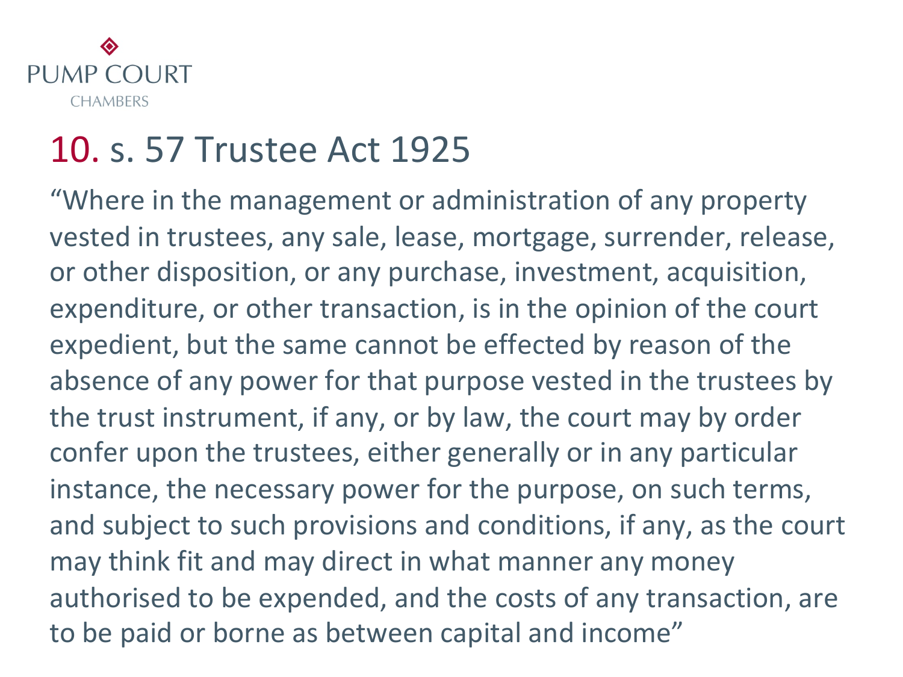## 10. s. 57 Trustee Act 1925

"Where in the management or administration of any property vested in trustees, any sale, lease, mortgage, surrender, release, or other disposition, or any purchase, investment, acquisition, expenditure, or other transaction, is in the opinion of the court expedient, but the same cannot be effected by reason of the absence of any power for that purpose vested in the trustees by the trust instrument, if any, or by law, the court may by order confer upon the trustees, either generally or in any particular instance, the necessary power for the purpose, on such terms, and subject to such provisions and conditions, if any, as the court may think fit and may direct in what manner any money authorised to be expended, and the costs of any transaction, are to be paid or borne as between capital and income"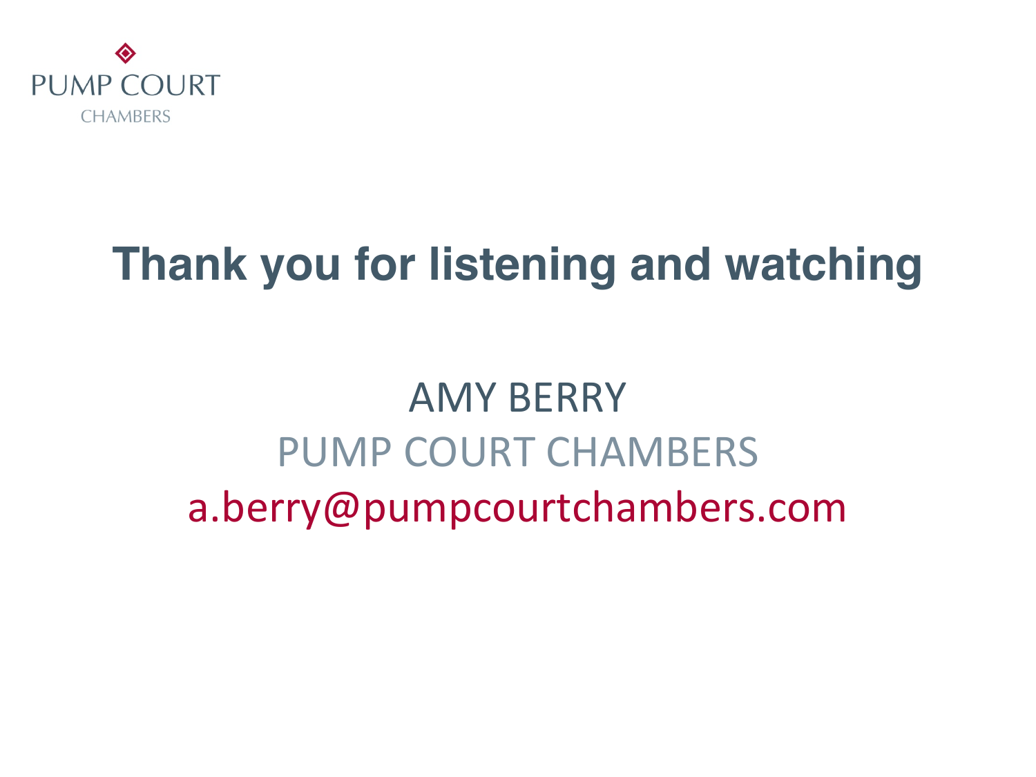PUMP COURT
CHAMBERS

# Thank you for listening and watching

AMY BERRY
PUMP COURT CHAMBERS
a.berry@pumpcourtchambers.com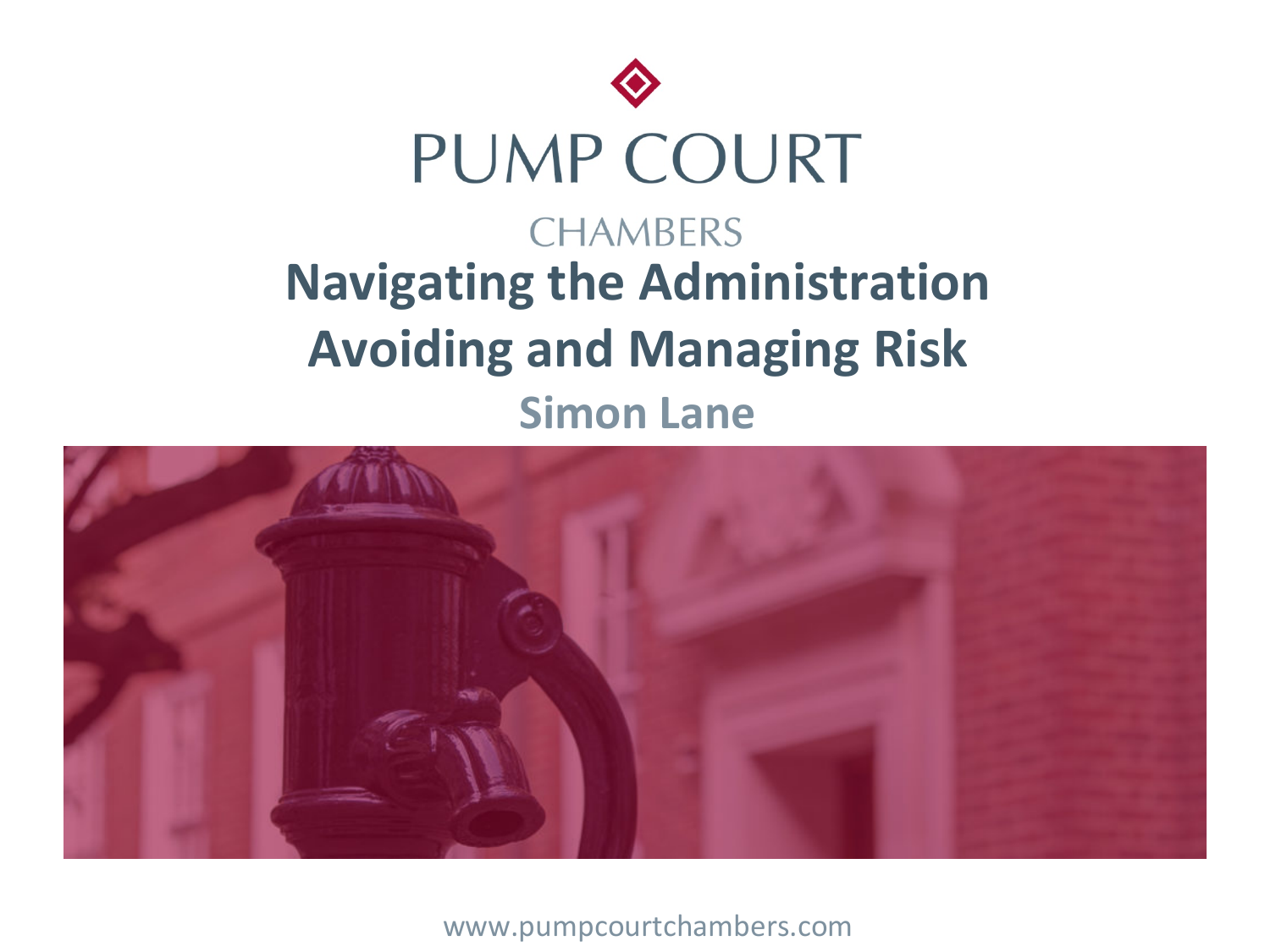PUMP COURT

CHAMBERS

# Navigating the Administration Avoiding and Managing Risk

## Simon Lane

www.pumpcourtchambers.com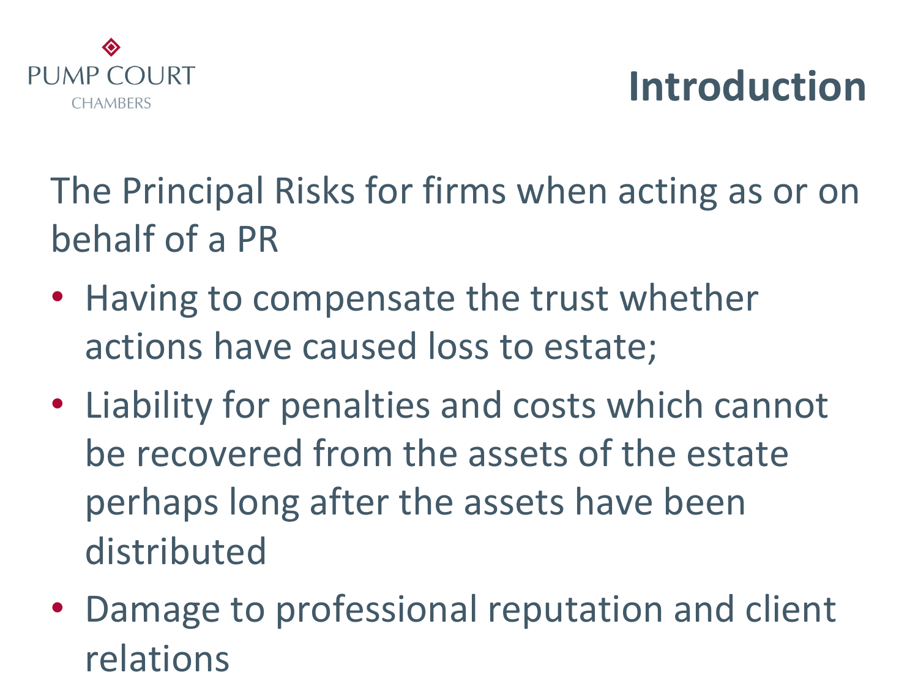# Introduction

The Principal Risks for firms when acting as or on behalf of a PR

- Having to compensate the trust whether actions have caused loss to estate;
- Liability for penalties and costs which cannot be recovered from the assets of the estate perhaps long after the assets have been distributed
- Damage to professional reputation and client relations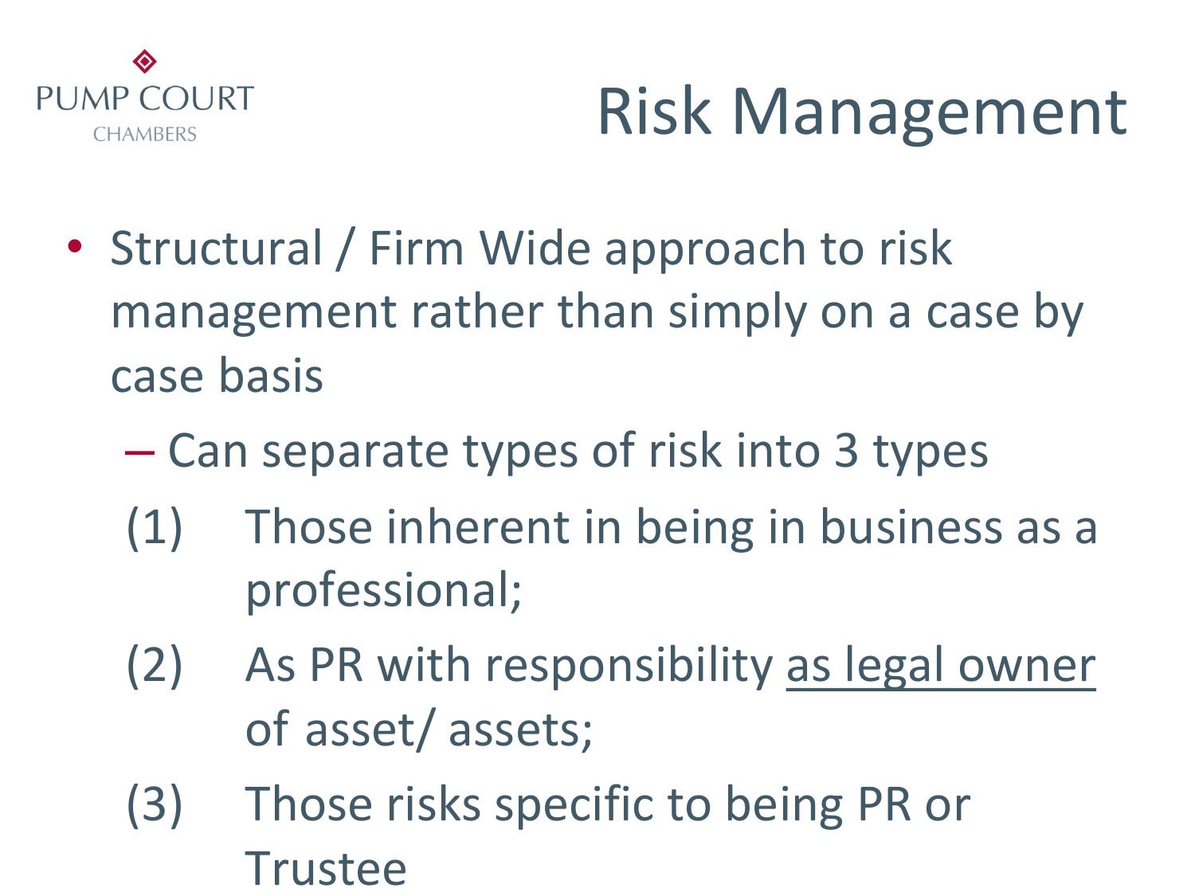# Risk Management

- Structural / Firm Wide approach to risk management rather than simply on a case by case basis
  - Can separate types of risk into 3 types

(1) Those inherent in being in business as a professional;

(2) As PR with responsibility <u>as legal owner</u> of asset/ assets;

(3) Those risks specific to being PR or Trustee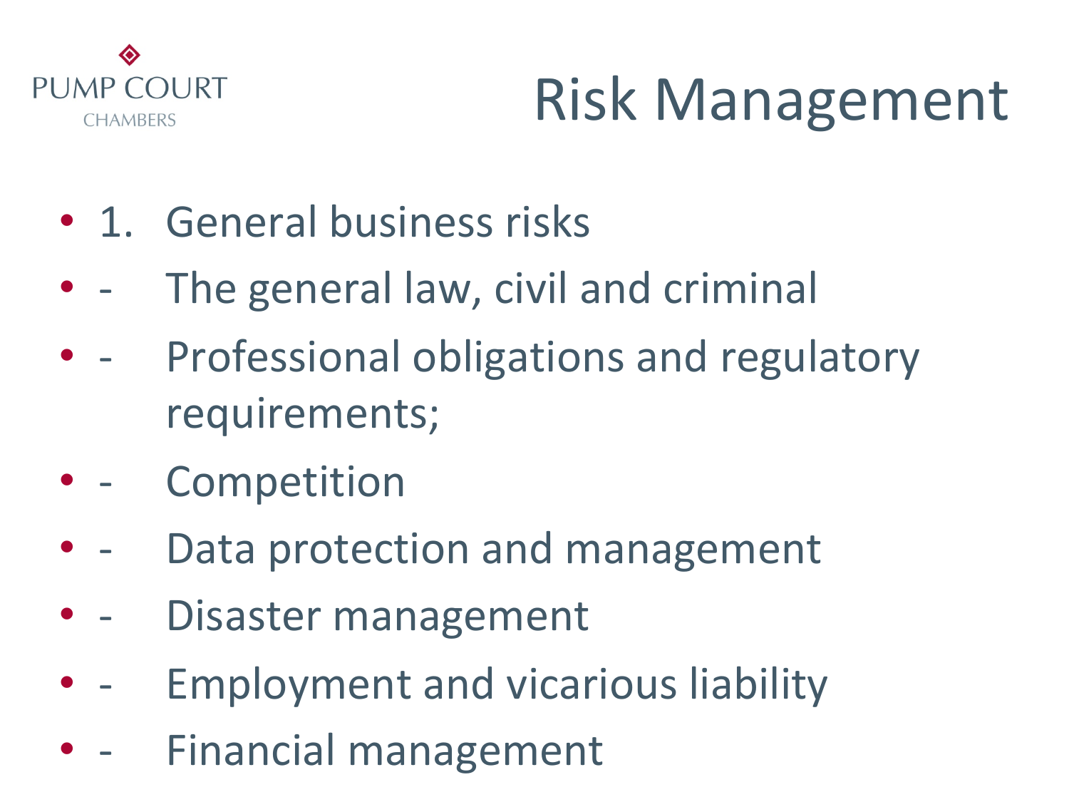# Risk Management

- 1. General business risks
- - The general law, civil and criminal
- - Professional obligations and regulatory requirements;
- - Competition
- - Data protection and management
- - Disaster management
- - Employment and vicarious liability
- - Financial management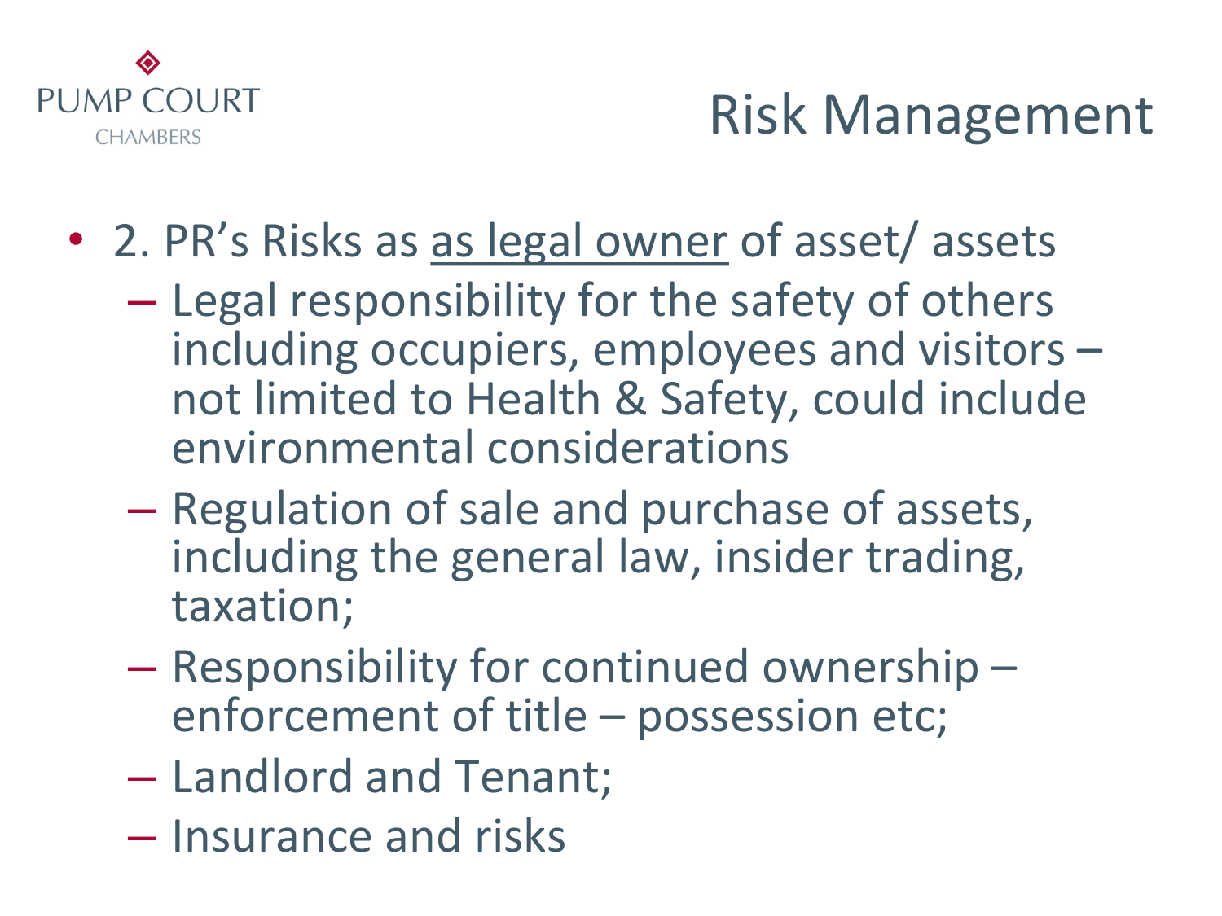# Risk Management

- 2. PR's Risks as <u>as legal owner</u> of asset/ assets
  - Legal responsibility for the safety of others including occupiers, employees and visitors – not limited to Health & Safety, could include environmental considerations
  - Regulation of sale and purchase of assets, including the general law, insider trading, taxation;
  - Responsibility for continued ownership – enforcement of title – possession etc;
  - Landlord and Tenant;
  - Insurance and risks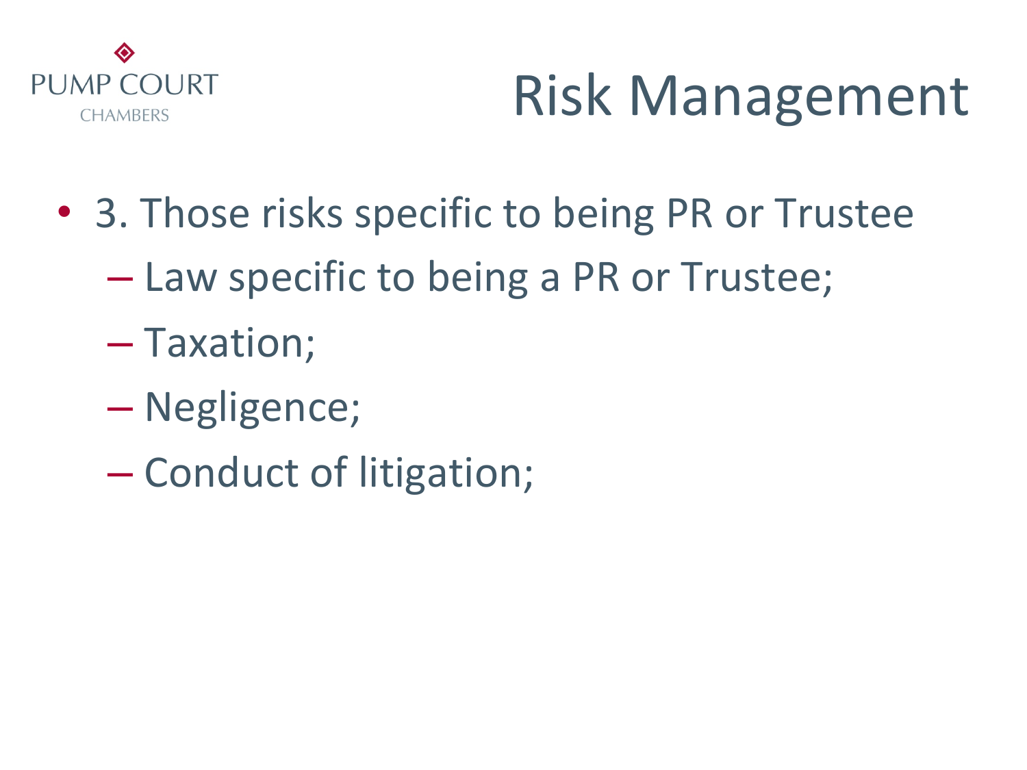# Risk Management

- 3. Those risks specific to being PR or Trustee
  - Law specific to being a PR or Trustee;
  - Taxation;
  - Negligence;
  - Conduct of litigation;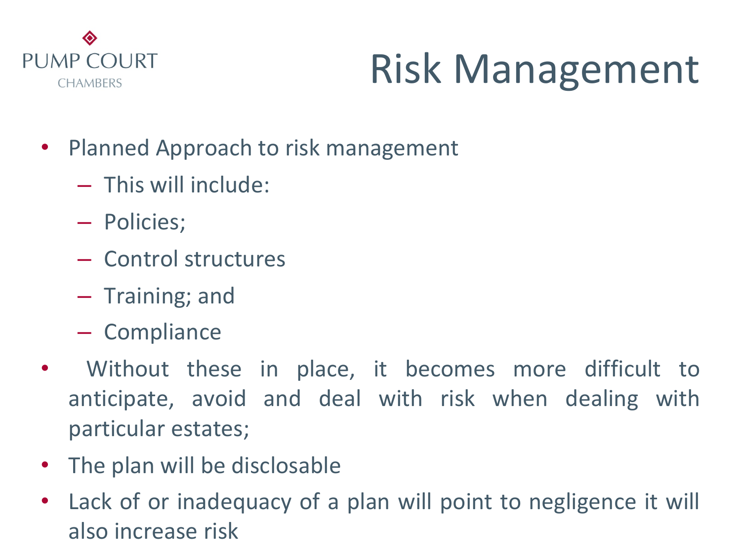# Risk Management

- Planned Approach to risk management
  - This will include:
  - Policies;
  - Control structures
  - Training; and
  - Compliance
- Without these in place, it becomes more difficult to anticipate, avoid and deal with risk when dealing with particular estates;
- The plan will be disclosable
- Lack of or inadequacy of a plan will point to negligence it will also increase risk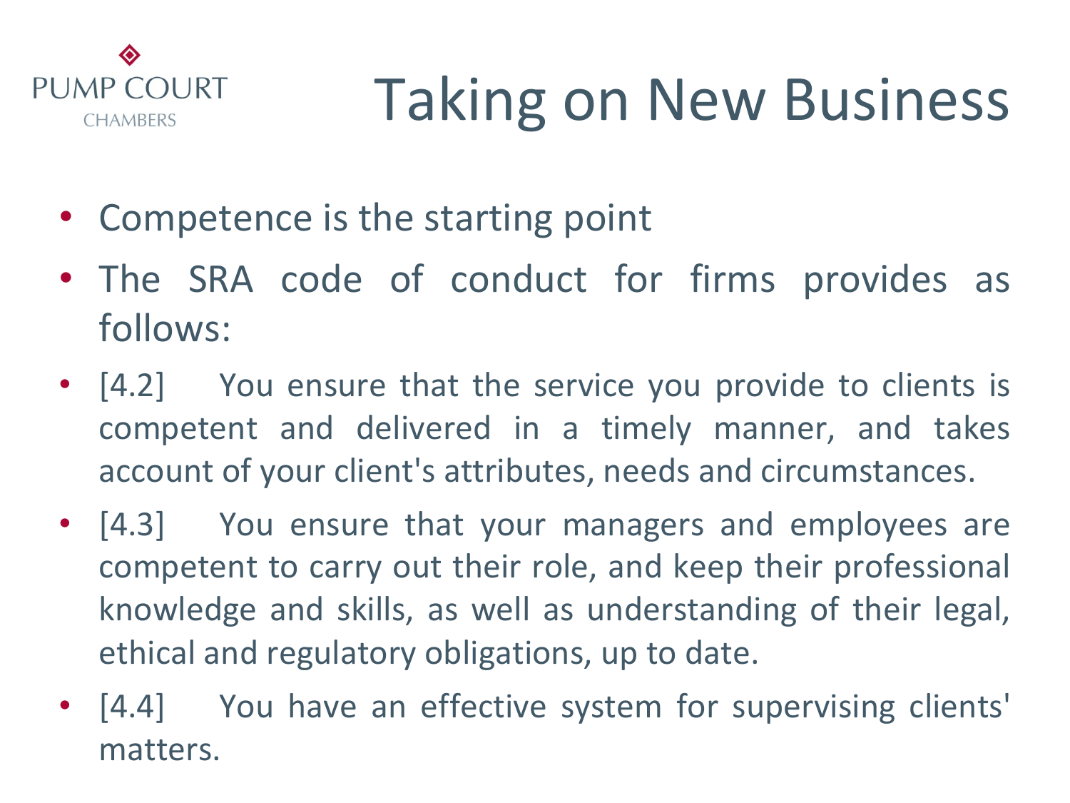# Taking on New Business

- Competence is the starting point
- The SRA code of conduct for firms provides as follows:
- [4.2] You ensure that the service you provide to clients is competent and delivered in a timely manner, and takes account of your client's attributes, needs and circumstances.
- [4.3] You ensure that your managers and employees are competent to carry out their role, and keep their professional knowledge and skills, as well as understanding of their legal, ethical and regulatory obligations, up to date.
- [4.4] You have an effective system for supervising clients' matters.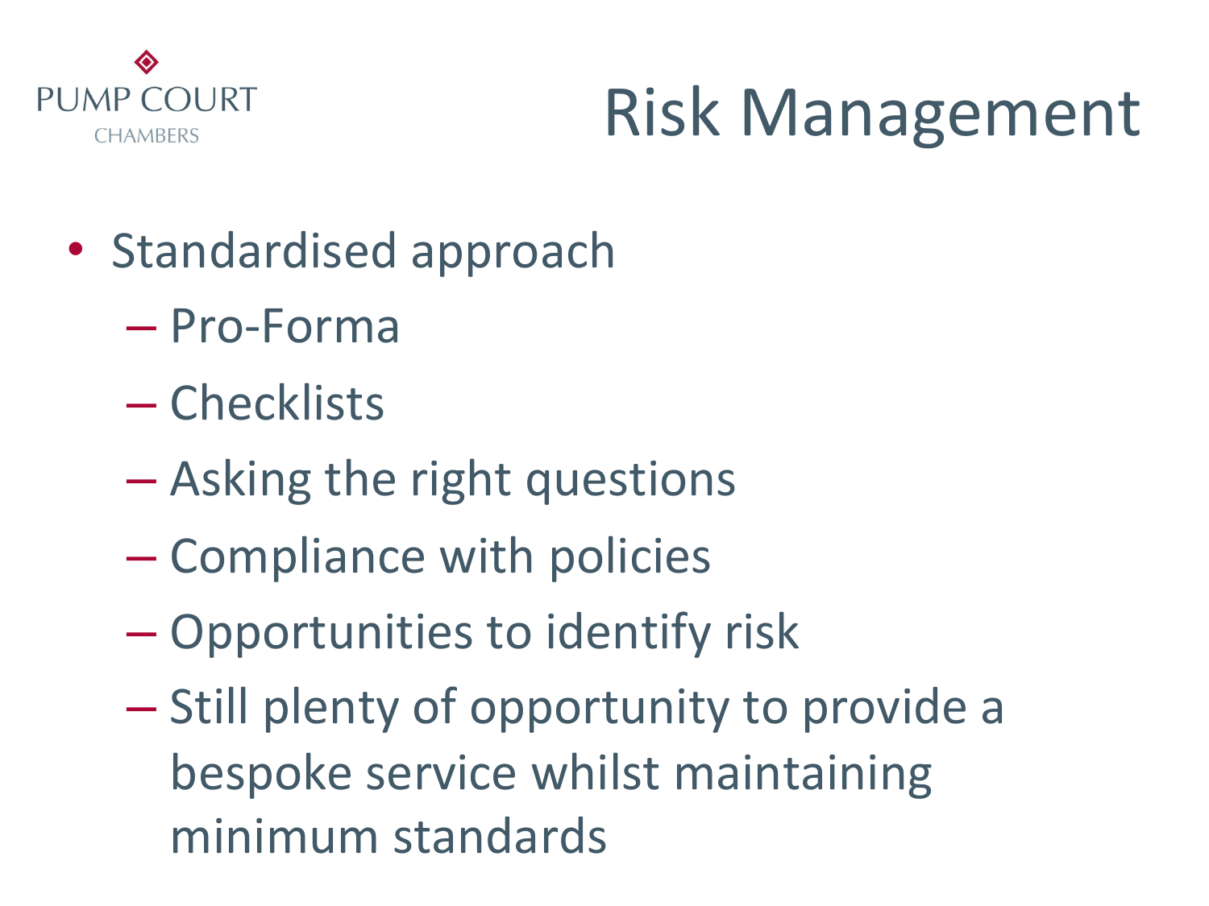PUMP COURT
CHAMBERS

# Risk Management

- Standardised approach
  - Pro-Forma
  - Checklists
  - Asking the right questions
  - Compliance with policies
  - Opportunities to identify risk
  - Still plenty of opportunity to provide a bespoke service whilst maintaining minimum standards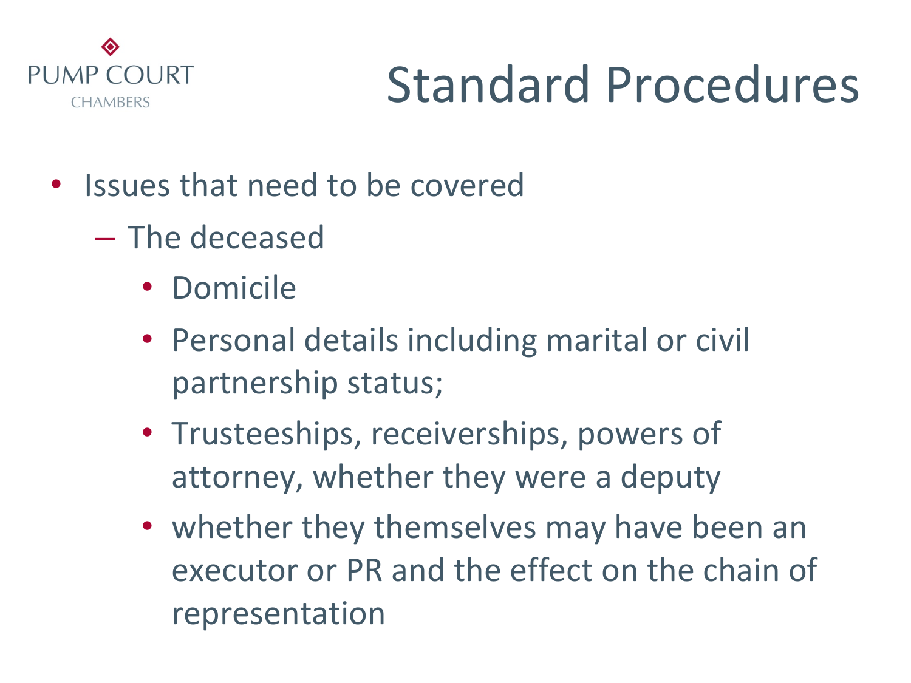# Standard Procedures

- Issues that need to be covered
  - The deceased
    - Domicile
    - Personal details including marital or civil partnership status;
    - Trusteeships, receiverships, powers of attorney, whether they were a deputy
    - whether they themselves may have been an executor or PR and the effect on the chain of representation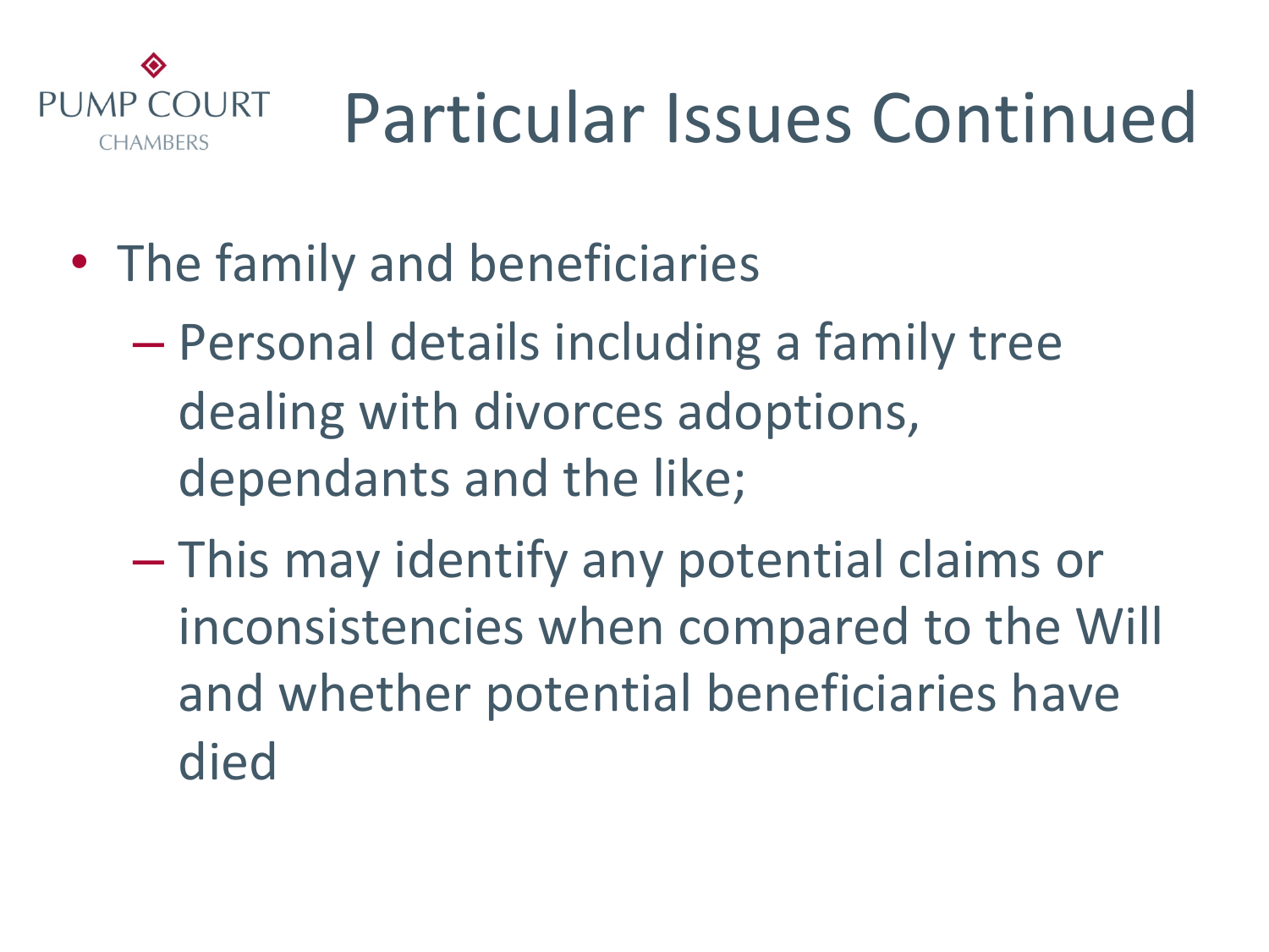# Particular Issues Continued

- The family and beneficiaries
  - Personal details including a family tree dealing with divorces adoptions, dependants and the like;
  - This may identify any potential claims or inconsistencies when compared to the Will and whether potential beneficiaries have died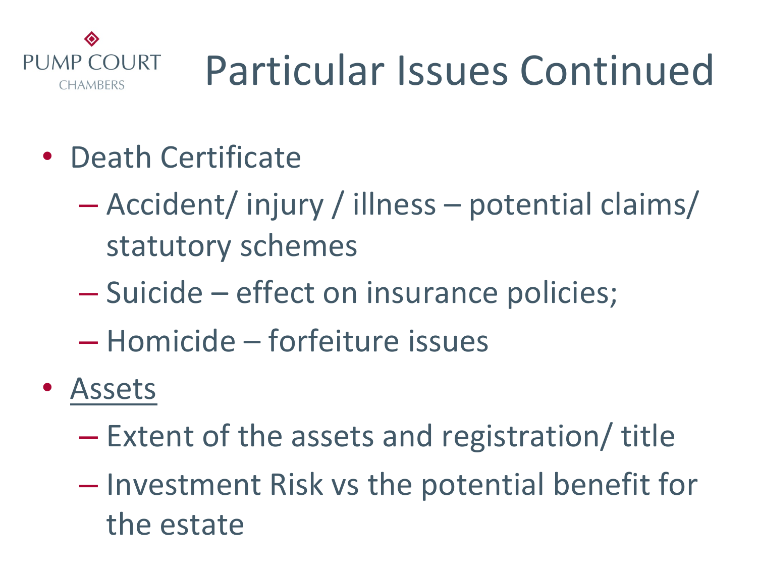# Particular Issues Continued

- Death Certificate
  - Accident/ injury / illness – potential claims/ statutory schemes
  - Suicide – effect on insurance policies;
  - Homicide – forfeiture issues
- <u>Assets</u>
  - Extent of the assets and registration/ title
  - Investment Risk vs the potential benefit for the estate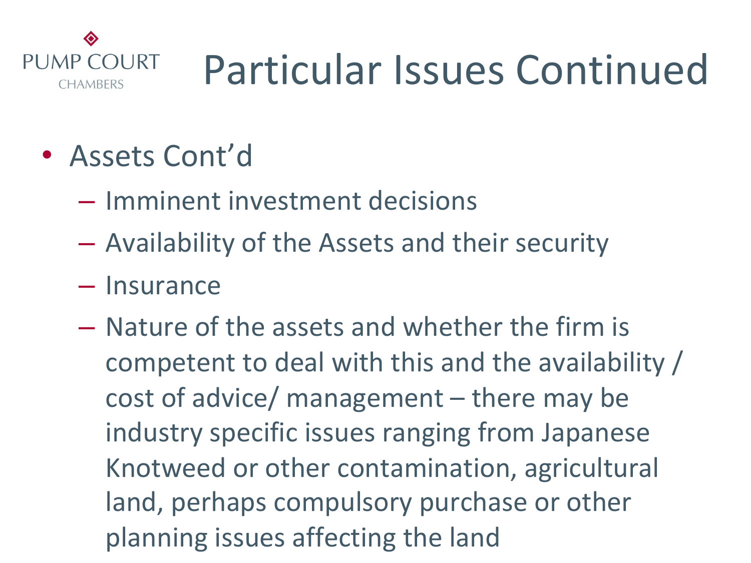# Particular Issues Continued

- Assets Cont'd
  - Imminent investment decisions
  - Availability of the Assets and their security
  - Insurance
  - Nature of the assets and whether the firm is competent to deal with this and the availability / cost of advice/ management – there may be industry specific issues ranging from Japanese Knotweed or other contamination, agricultural land, perhaps compulsory purchase or other planning issues affecting the land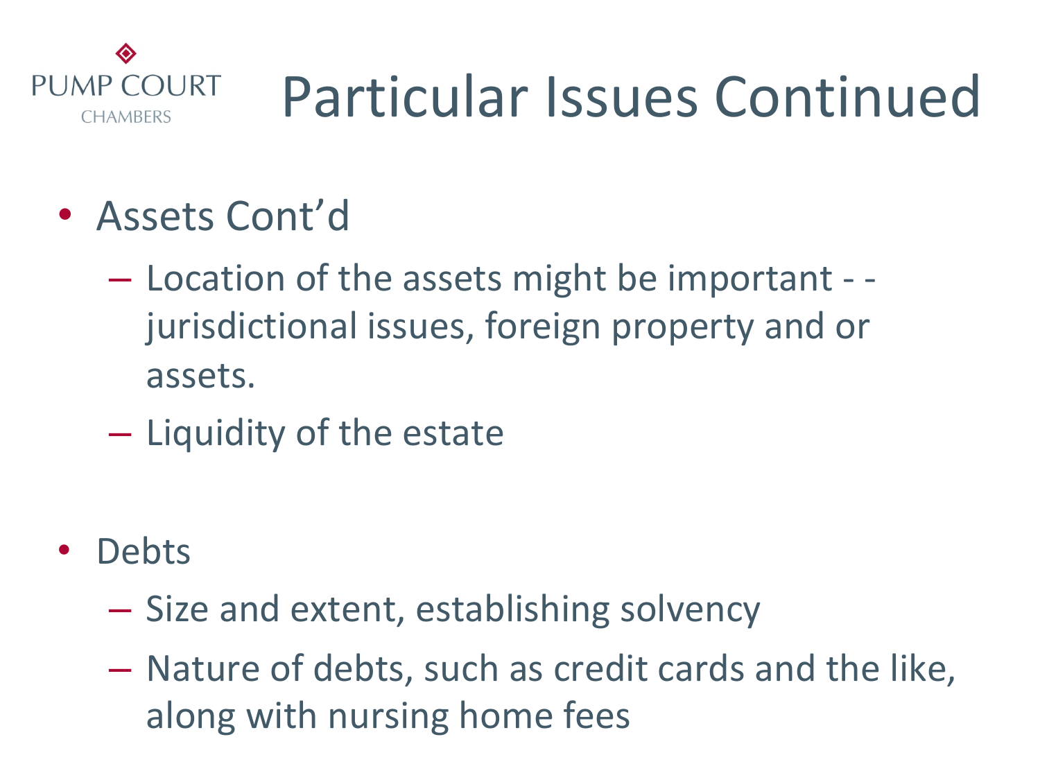# Particular Issues Continued

- Assets Cont'd
  - Location of the assets might be important - - jurisdictional issues, foreign property and or assets.
  - Liquidity of the estate

- Debts
  - Size and extent, establishing solvency
  - Nature of debts, such as credit cards and the like, along with nursing home fees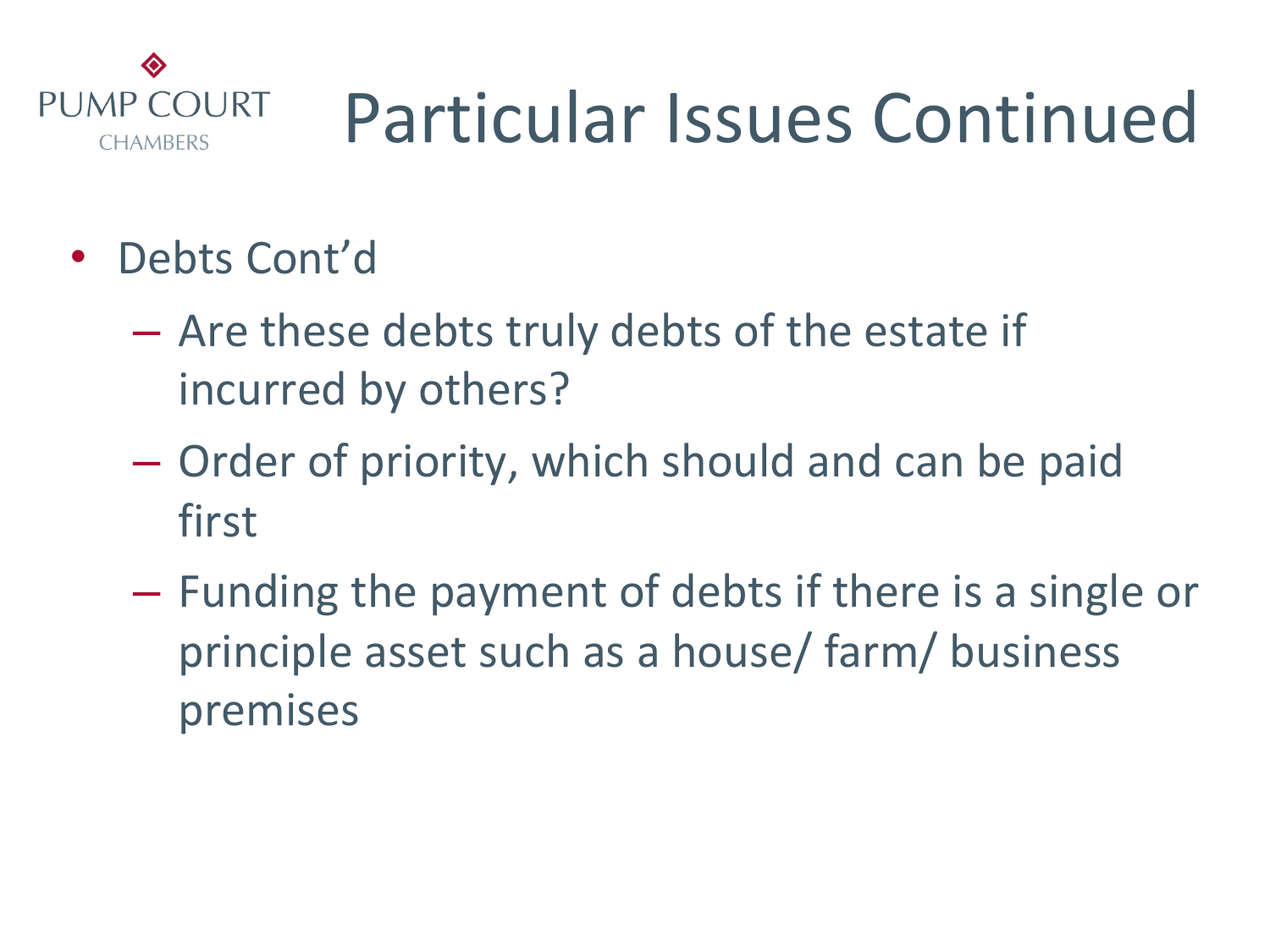# Particular Issues Continued

- Debts Cont'd
  - Are these debts truly debts of the estate if incurred by others?
  - Order of priority, which should and can be paid first
  - Funding the payment of debts if there is a single or principle asset such as a house/ farm/ business premises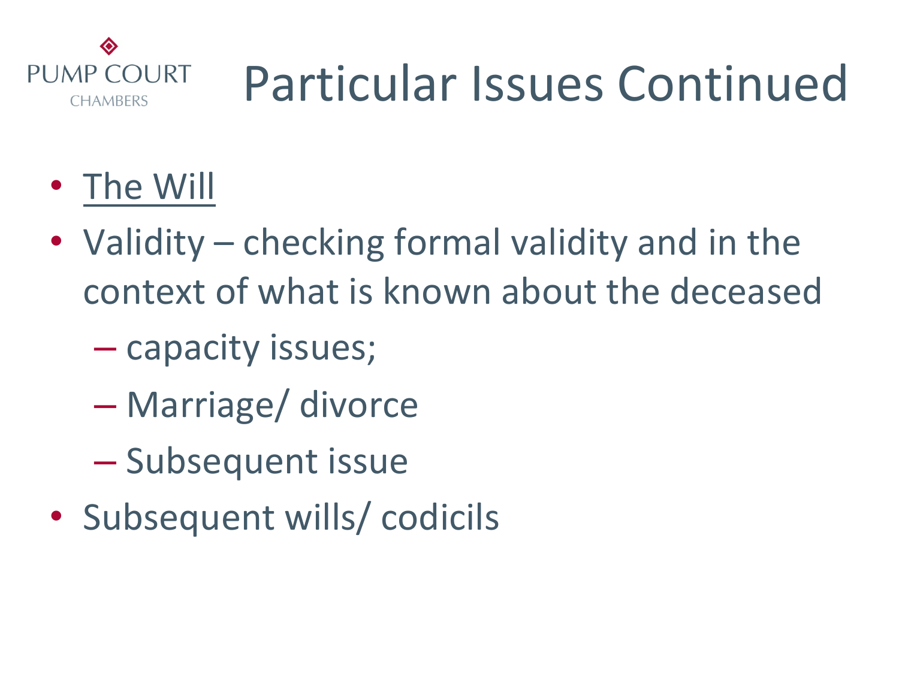PUMP COURT CHAMBERS

# Particular Issues Continued

- <u>The Will</u>
- Validity – checking formal validity and in the context of what is known about the deceased
  - capacity issues;
  - Marriage/ divorce
  - Subsequent issue
- Subsequent wills/ codicils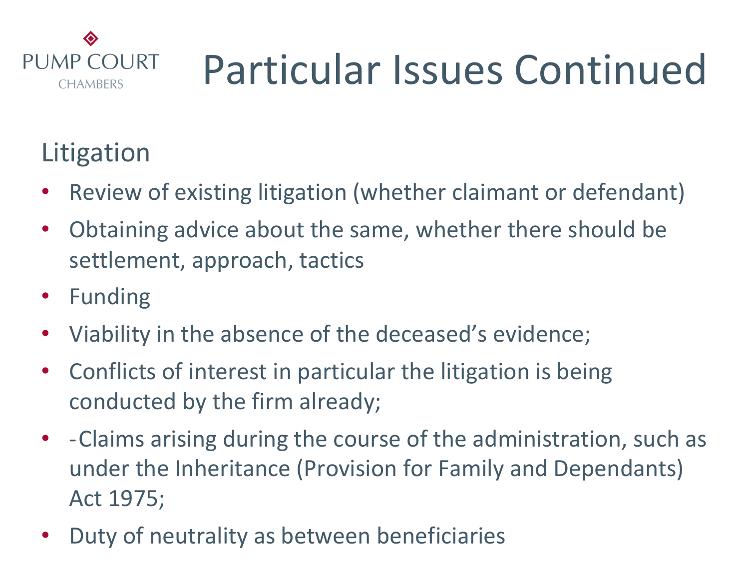# Particular Issues Continued

## Litigation

- Review of existing litigation (whether claimant or defendant)
- Obtaining advice about the same, whether there should be settlement, approach, tactics
- Funding
- Viability in the absence of the deceased's evidence;
- Conflicts of interest in particular the litigation is being conducted by the firm already;
- -Claims arising during the course of the administration, such as under the Inheritance (Provision for Family and Dependants) Act 1975;
- Duty of neutrality as between beneficiaries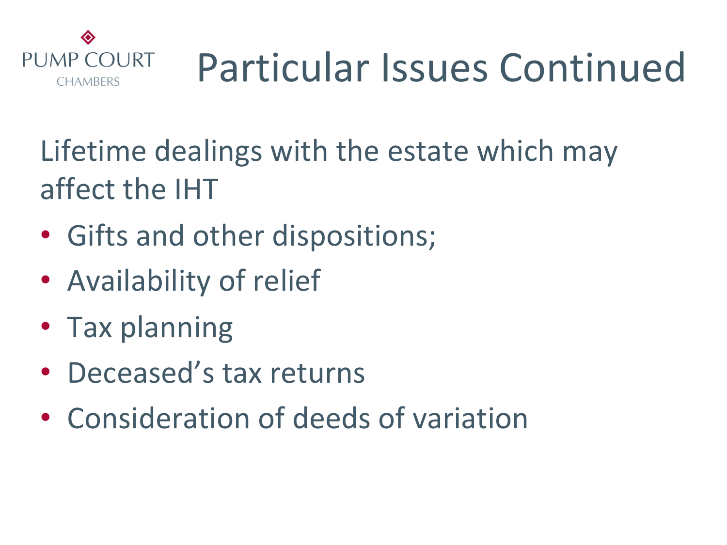# Particular Issues Continued

Lifetime dealings with the estate which may affect the IHT

- Gifts and other dispositions;
- Availability of relief
- Tax planning
- Deceased's tax returns
- Consideration of deeds of variation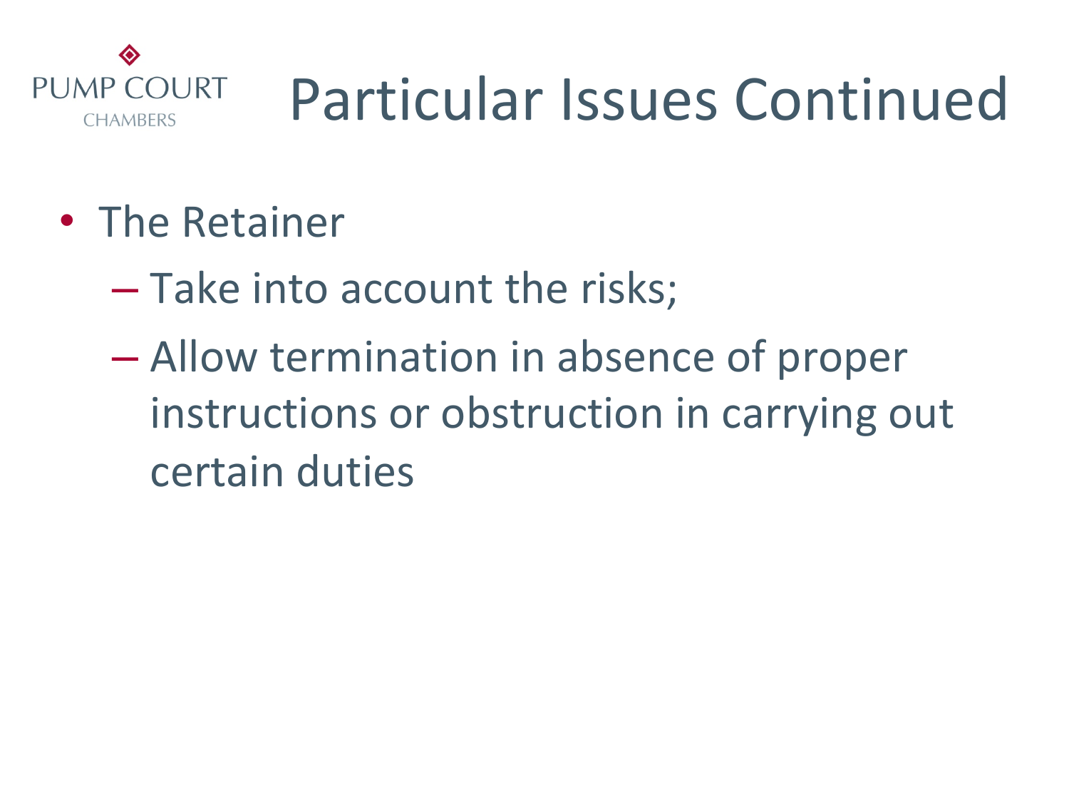# Particular Issues Continued

- The Retainer
  - Take into account the risks;
  - Allow termination in absence of proper instructions or obstruction in carrying out certain duties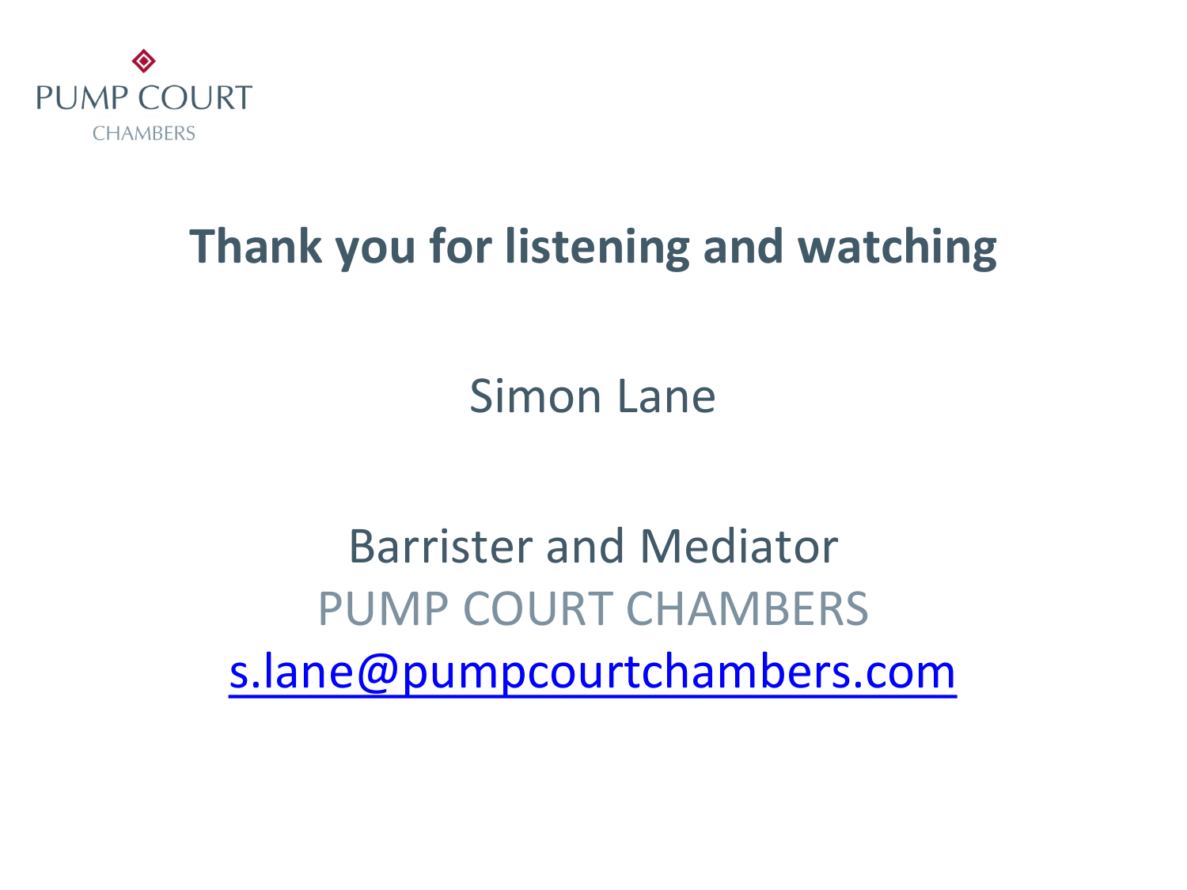PUMP COURT

CHAMBERS

# Thank you for listening and watching

Simon Lane

Barrister and Mediator

PUMP COURT CHAMBERS

s.lane@pumpcourtchambers.com